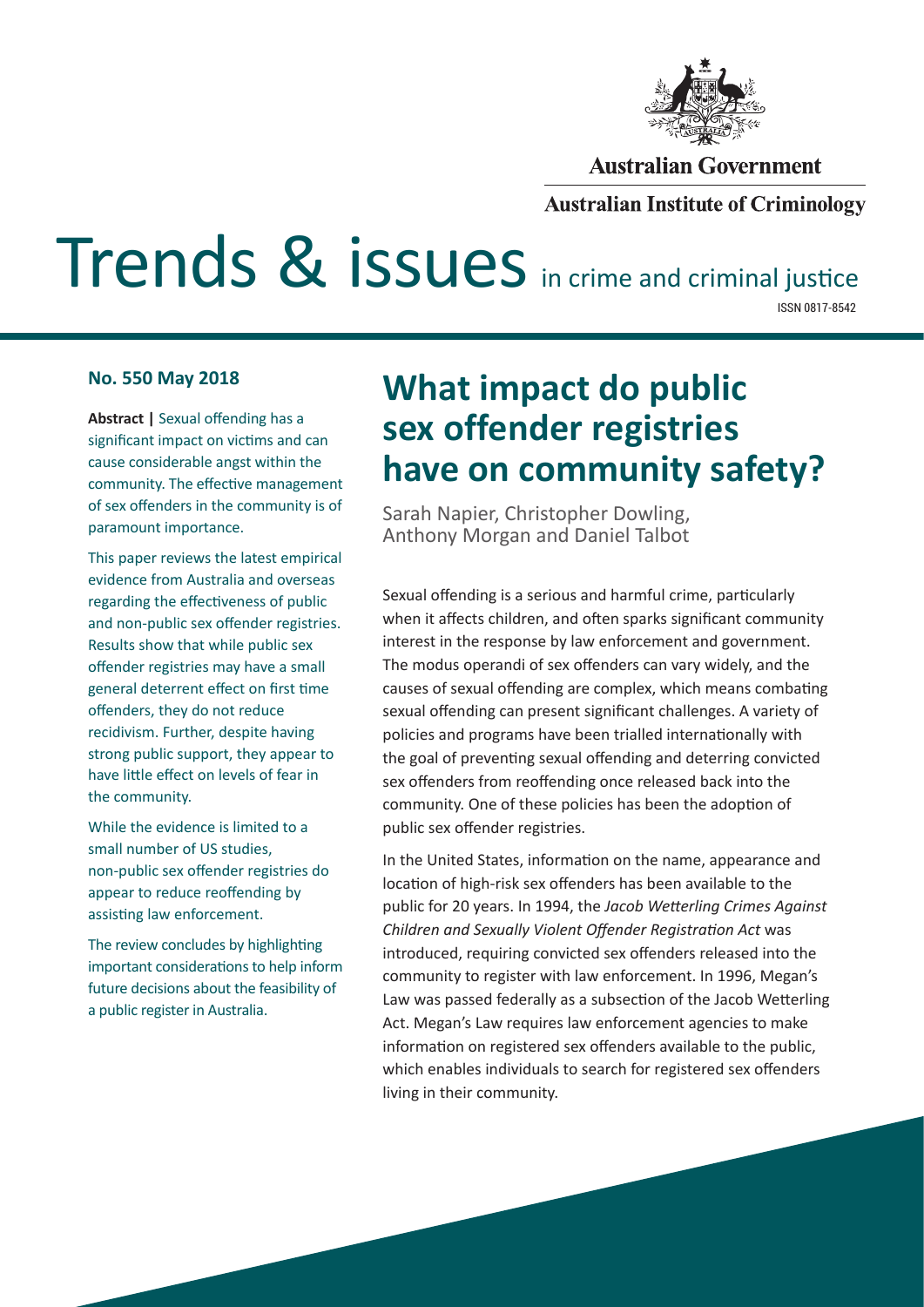Australian Government

Australian Institute of Criminology

# Trends & issues in crime and criminal justice

ISSN 0817-8542

**No. 550 May 2018**

**Abstract |** Sexual offending has a significant impact on victims and can cause considerable angst within the community. The effective management of sex offenders in the community is of paramount importance.

This paper reviews the latest empirical evidence from Australia and overseas regarding the effectiveness of public and non-public sex offender registries. Results show that while public sex offender registries may have a small general deterrent effect on first time offenders, they do not reduce recidivism. Further, despite having strong public support, they appear to have little effect on levels of fear in the community.

While the evidence is limited to a small number of US studies, non-public sex offender registries do appear to reduce reoffending by assisting law enforcement.

The review concludes by highlighting important considerations to help inform future decisions about the feasibility of a public register in Australia.

# What impact do public sex offender registries have on community safety?

Sarah Napier, Christopher Dowling, Anthony Morgan and Daniel Talbot

Sexual offending is a serious and harmful crime, particularly when it affects children, and often sparks significant community interest in the response by law enforcement and government. The modus operandi of sex offenders can vary widely, and the causes of sexual offending are complex, which means combating sexual offending can present significant challenges. A variety of policies and programs have been trialled internationally with the goal of preventing sexual offending and deterring convicted sex offenders from reoffending once released back into the community. One of these policies has been the adoption of public sex offender registries.

In the United States, information on the name, appearance and location of high-risk sex offenders has been available to the public for 20 years. In 1994, the *Jacob Wetterling Crimes Against Children and Sexually Violent Offender Registration Act* was introduced, requiring convicted sex offenders released into the community to register with law enforcement. In 1996, Megan's Law was passed federally as a subsection of the Jacob Wetterling Act. Megan's Law requires law enforcement agencies to make information on registered sex offenders available to the public, which enables individuals to search for registered sex offenders living in their community.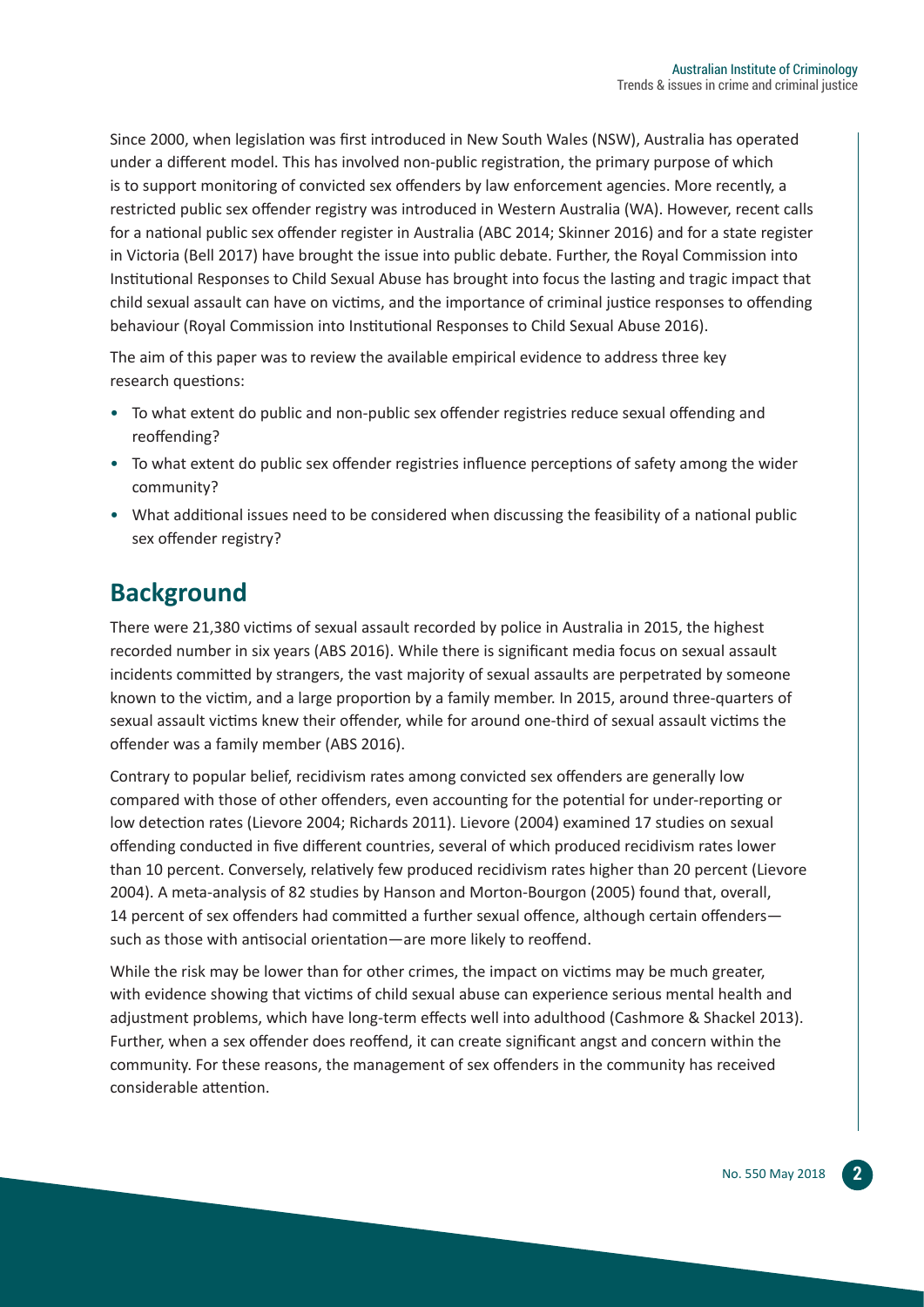Since 2000, when legislation was first introduced in New South Wales (NSW), Australia has operated under a different model. This has involved non-public registration, the primary purpose of which is to support monitoring of convicted sex offenders by law enforcement agencies. More recently, a restricted public sex offender registry was introduced in Western Australia (WA). However, recent calls for a national public sex offender register in Australia (ABC 2014; Skinner 2016) and for a state register in Victoria (Bell 2017) have brought the issue into public debate. Further, the Royal Commission into Institutional Responses to Child Sexual Abuse has brought into focus the lasting and tragic impact that child sexual assault can have on victims, and the importance of criminal justice responses to offending behaviour (Royal Commission into Institutional Responses to Child Sexual Abuse 2016).

The aim of this paper was to review the available empirical evidence to address three key research questions:

- To what extent do public and non-public sex offender registries reduce sexual offending and reoffending?
- To what extent do public sex offender registries influence perceptions of safety among the wider community?
- What additional issues need to be considered when discussing the feasibility of a national public sex offender registry?

## Background

There were 21,380 victims of sexual assault recorded by police in Australia in 2015, the highest recorded number in six years (ABS 2016). While there is significant media focus on sexual assault incidents committed by strangers, the vast majority of sexual assaults are perpetrated by someone known to the victim, and a large proportion by a family member. In 2015, around three-quarters of sexual assault victims knew their offender, while for around one-third of sexual assault victims the offender was a family member (ABS 2016).

Contrary to popular belief, recidivism rates among convicted sex offenders are generally low compared with those of other offenders, even accounting for the potential for under-reporting or low detection rates (Lievore 2004; Richards 2011). Lievore (2004) examined 17 studies on sexual offending conducted in five different countries, several of which produced recidivism rates lower than 10 percent. Conversely, relatively few produced recidivism rates higher than 20 percent (Lievore 2004). A meta-analysis of 82 studies by Hanson and Morton-Bourgon (2005) found that, overall, 14 percent of sex offenders had committed a further sexual offence, although certain offenders—such as those with antisocial orientation—are more likely to reoffend.

While the risk may be lower than for other crimes, the impact on victims may be much greater, with evidence showing that victims of child sexual abuse can experience serious mental health and adjustment problems, which have long-term effects well into adulthood (Cashmore & Shackel 2013). Further, when a sex offender does reoffend, it can create significant angst and concern within the community. For these reasons, the management of sex offenders in the community has received considerable attention.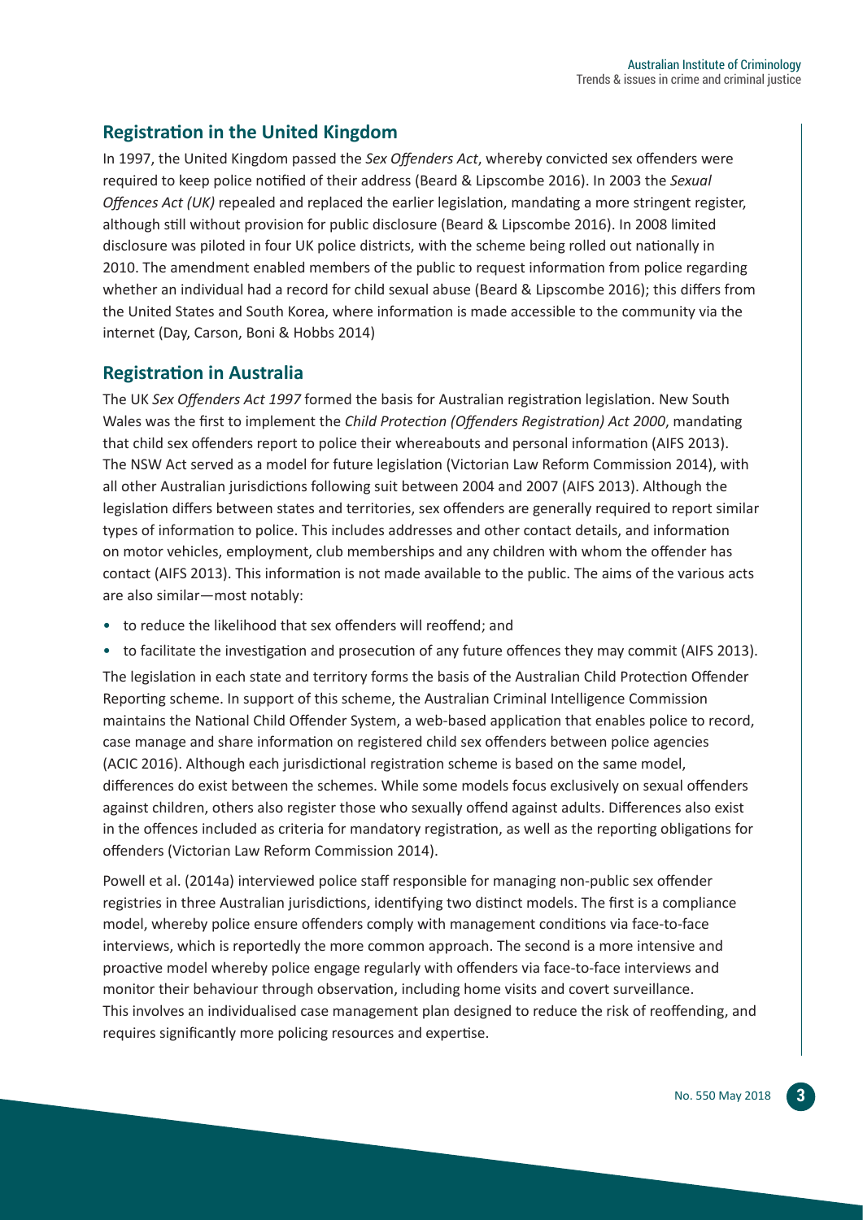## Registration in the United Kingdom

In 1997, the United Kingdom passed the *Sex Offenders Act*, whereby convicted sex offenders were required to keep police notified of their address (Beard & Lipscombe 2016). In 2003 the *Sexual Offences Act (UK)* repealed and replaced the earlier legislation, mandating a more stringent register, although still without provision for public disclosure (Beard & Lipscombe 2016). In 2008 limited disclosure was piloted in four UK police districts, with the scheme being rolled out nationally in 2010. The amendment enabled members of the public to request information from police regarding whether an individual had a record for child sexual abuse (Beard & Lipscombe 2016); this differs from the United States and South Korea, where information is made accessible to the community via the internet (Day, Carson, Boni & Hobbs 2014)

## Registration in Australia

The UK *Sex Offenders Act 1997* formed the basis for Australian registration legislation. New South Wales was the first to implement the *Child Protection (Offenders Registration) Act 2000*, mandating that child sex offenders report to police their whereabouts and personal information (AIFS 2013). The NSW Act served as a model for future legislation (Victorian Law Reform Commission 2014), with all other Australian jurisdictions following suit between 2004 and 2007 (AIFS 2013). Although the legislation differs between states and territories, sex offenders are generally required to report similar types of information to police. This includes addresses and other contact details, and information on motor vehicles, employment, club memberships and any children with whom the offender has contact (AIFS 2013). This information is not made available to the public. The aims of the various acts are also similar—most notably:

- to reduce the likelihood that sex offenders will reoffend; and
- to facilitate the investigation and prosecution of any future offences they may commit (AIFS 2013).

The legislation in each state and territory forms the basis of the Australian Child Protection Offender Reporting scheme. In support of this scheme, the Australian Criminal Intelligence Commission maintains the National Child Offender System, a web-based application that enables police to record, case manage and share information on registered child sex offenders between police agencies (ACIC 2016). Although each jurisdictional registration scheme is based on the same model, differences do exist between the schemes. While some models focus exclusively on sexual offenders against children, others also register those who sexually offend against adults. Differences also exist in the offences included as criteria for mandatory registration, as well as the reporting obligations for offenders (Victorian Law Reform Commission 2014).

Powell et al. (2014a) interviewed police staff responsible for managing non-public sex offender registries in three Australian jurisdictions, identifying two distinct models. The first is a compliance model, whereby police ensure offenders comply with management conditions via face-to-face interviews, which is reportedly the more common approach. The second is a more intensive and proactive model whereby police engage regularly with offenders via face-to-face interviews and monitor their behaviour through observation, including home visits and covert surveillance. This involves an individualised case management plan designed to reduce the risk of reoffending, and requires significantly more policing resources and expertise.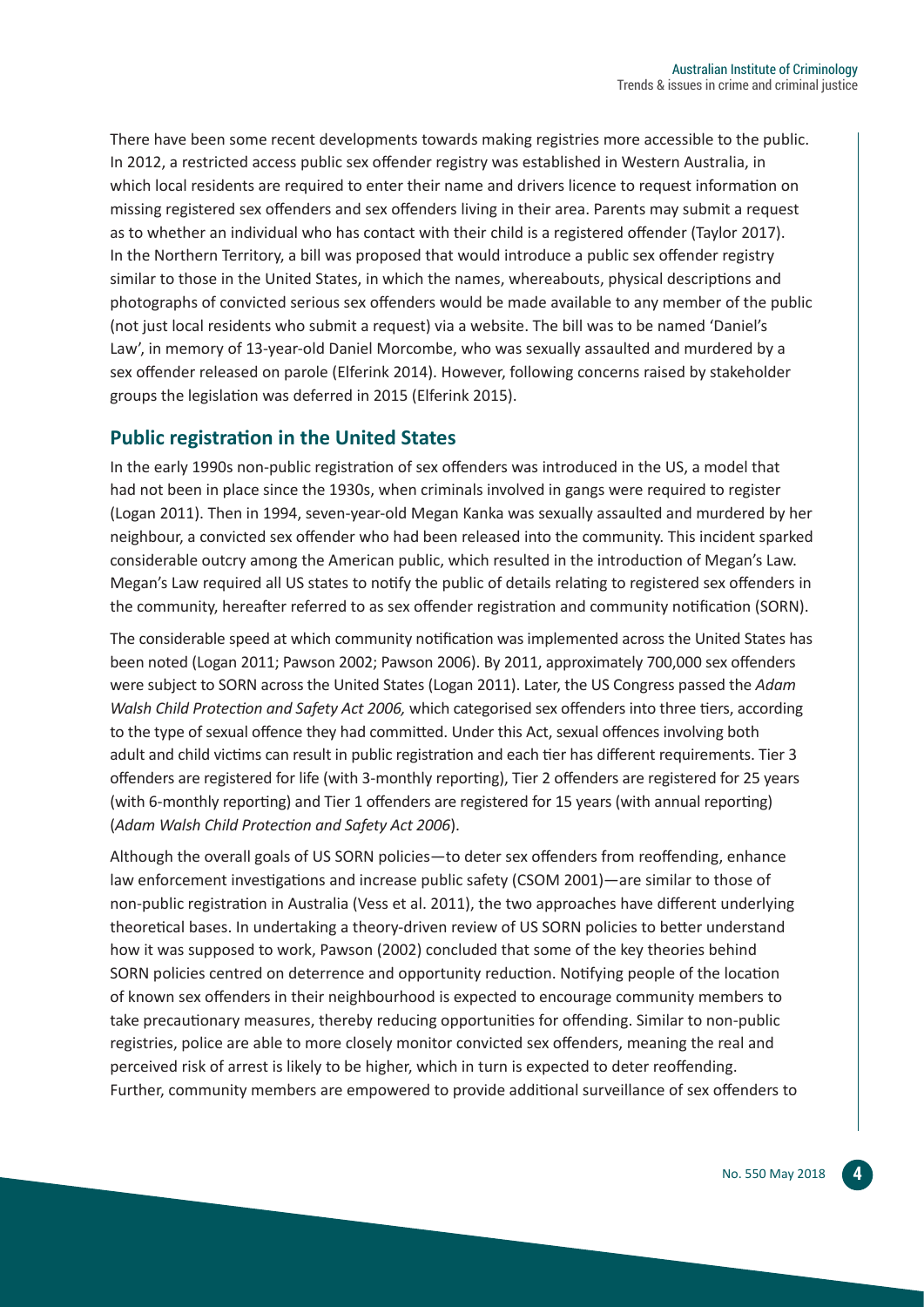There have been some recent developments towards making registries more accessible to the public. In 2012, a restricted access public sex offender registry was established in Western Australia, in which local residents are required to enter their name and drivers licence to request information on missing registered sex offenders and sex offenders living in their area. Parents may submit a request as to whether an individual who has contact with their child is a registered offender (Taylor 2017). In the Northern Territory, a bill was proposed that would introduce a public sex offender registry similar to those in the United States, in which the names, whereabouts, physical descriptions and photographs of convicted serious sex offenders would be made available to any member of the public (not just local residents who submit a request) via a website. The bill was to be named 'Daniel's Law', in memory of 13-year-old Daniel Morcombe, who was sexually assaulted and murdered by a sex offender released on parole (Elferink 2014). However, following concerns raised by stakeholder groups the legislation was deferred in 2015 (Elferink 2015).

## Public registration in the United States

In the early 1990s non-public registration of sex offenders was introduced in the US, a model that had not been in place since the 1930s, when criminals involved in gangs were required to register (Logan 2011). Then in 1994, seven-year-old Megan Kanka was sexually assaulted and murdered by her neighbour, a convicted sex offender who had been released into the community. This incident sparked considerable outcry among the American public, which resulted in the introduction of Megan's Law. Megan's Law required all US states to notify the public of details relating to registered sex offenders in the community, hereafter referred to as sex offender registration and community notification (SORN).

The considerable speed at which community notification was implemented across the United States has been noted (Logan 2011; Pawson 2002; Pawson 2006). By 2011, approximately 700,000 sex offenders were subject to SORN across the United States (Logan 2011). Later, the US Congress passed the *Adam Walsh Child Protection and Safety Act 2006,* which categorised sex offenders into three tiers, according to the type of sexual offence they had committed. Under this Act, sexual offences involving both adult and child victims can result in public registration and each tier has different requirements. Tier 3 offenders are registered for life (with 3-monthly reporting), Tier 2 offenders are registered for 25 years (with 6-monthly reporting) and Tier 1 offenders are registered for 15 years (with annual reporting) (*Adam Walsh Child Protection and Safety Act 2006*).

Although the overall goals of US SORN policies—to deter sex offenders from reoffending, enhance law enforcement investigations and increase public safety (CSOM 2001)—are similar to those of non-public registration in Australia (Vess et al. 2011), the two approaches have different underlying theoretical bases. In undertaking a theory-driven review of US SORN policies to better understand how it was supposed to work, Pawson (2002) concluded that some of the key theories behind SORN policies centred on deterrence and opportunity reduction. Notifying people of the location of known sex offenders in their neighbourhood is expected to encourage community members to take precautionary measures, thereby reducing opportunities for offending. Similar to non-public registries, police are able to more closely monitor convicted sex offenders, meaning the real and perceived risk of arrest is likely to be higher, which in turn is expected to deter reoffending. Further, community members are empowered to provide additional surveillance of sex offenders to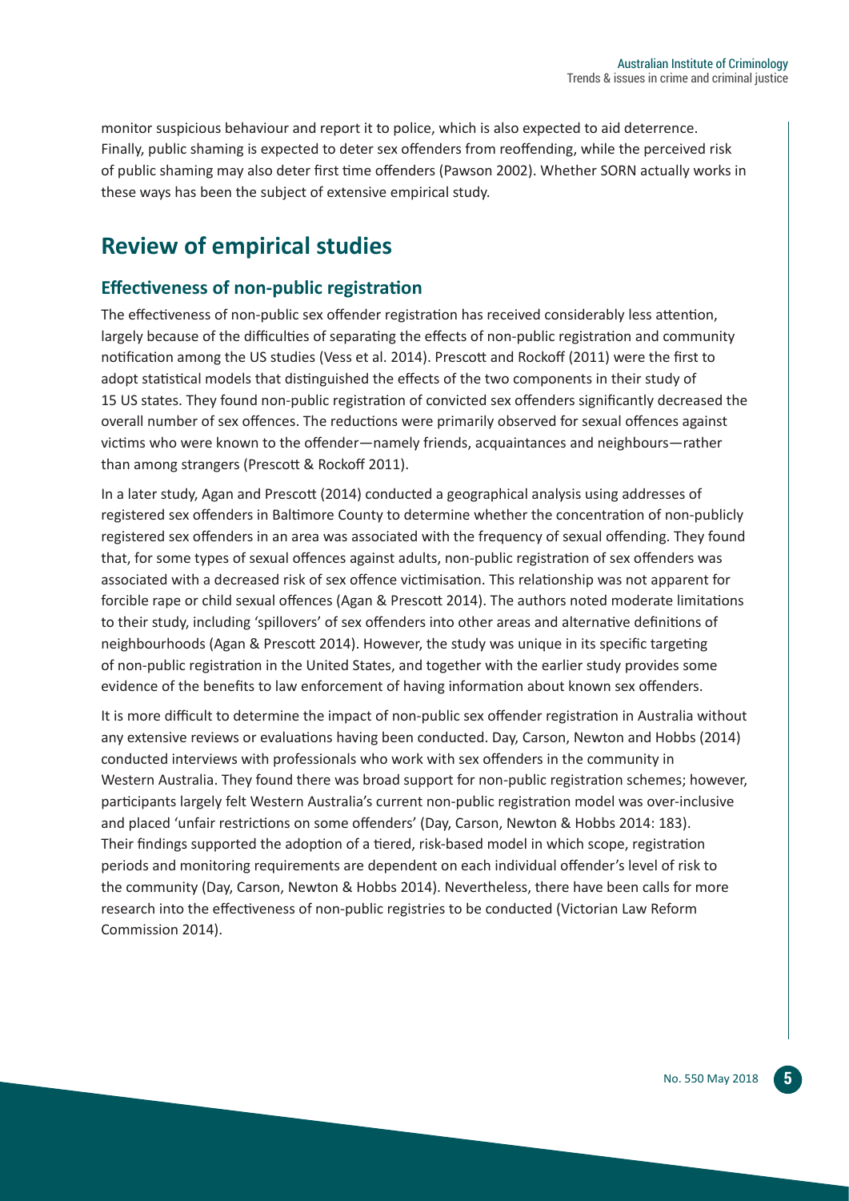monitor suspicious behaviour and report it to police, which is also expected to aid deterrence. Finally, public shaming is expected to deter sex offenders from reoffending, while the perceived risk of public shaming may also deter first time offenders (Pawson 2002). Whether SORN actually works in these ways has been the subject of extensive empirical study.

## Review of empirical studies

### Effectiveness of non-public registration

The effectiveness of non-public sex offender registration has received considerably less attention, largely because of the difficulties of separating the effects of non-public registration and community notification among the US studies (Vess et al. 2014). Prescott and Rockoff (2011) were the first to adopt statistical models that distinguished the effects of the two components in their study of 15 US states. They found non-public registration of convicted sex offenders significantly decreased the overall number of sex offences. The reductions were primarily observed for sexual offences against victims who were known to the offender—namely friends, acquaintances and neighbours—rather than among strangers (Prescott & Rockoff 2011).

In a later study, Agan and Prescott (2014) conducted a geographical analysis using addresses of registered sex offenders in Baltimore County to determine whether the concentration of non-publicly registered sex offenders in an area was associated with the frequency of sexual offending. They found that, for some types of sexual offences against adults, non-public registration of sex offenders was associated with a decreased risk of sex offence victimisation. This relationship was not apparent for forcible rape or child sexual offences (Agan & Prescott 2014). The authors noted moderate limitations to their study, including 'spillovers' of sex offenders into other areas and alternative definitions of neighbourhoods (Agan & Prescott 2014). However, the study was unique in its specific targeting of non-public registration in the United States, and together with the earlier study provides some evidence of the benefits to law enforcement of having information about known sex offenders.

It is more difficult to determine the impact of non-public sex offender registration in Australia without any extensive reviews or evaluations having been conducted. Day, Carson, Newton and Hobbs (2014) conducted interviews with professionals who work with sex offenders in the community in Western Australia. They found there was broad support for non-public registration schemes; however, participants largely felt Western Australia's current non-public registration model was over-inclusive and placed 'unfair restrictions on some offenders' (Day, Carson, Newton & Hobbs 2014: 183). Their findings supported the adoption of a tiered, risk-based model in which scope, registration periods and monitoring requirements are dependent on each individual offender's level of risk to the community (Day, Carson, Newton & Hobbs 2014). Nevertheless, there have been calls for more research into the effectiveness of non-public registries to be conducted (Victorian Law Reform Commission 2014).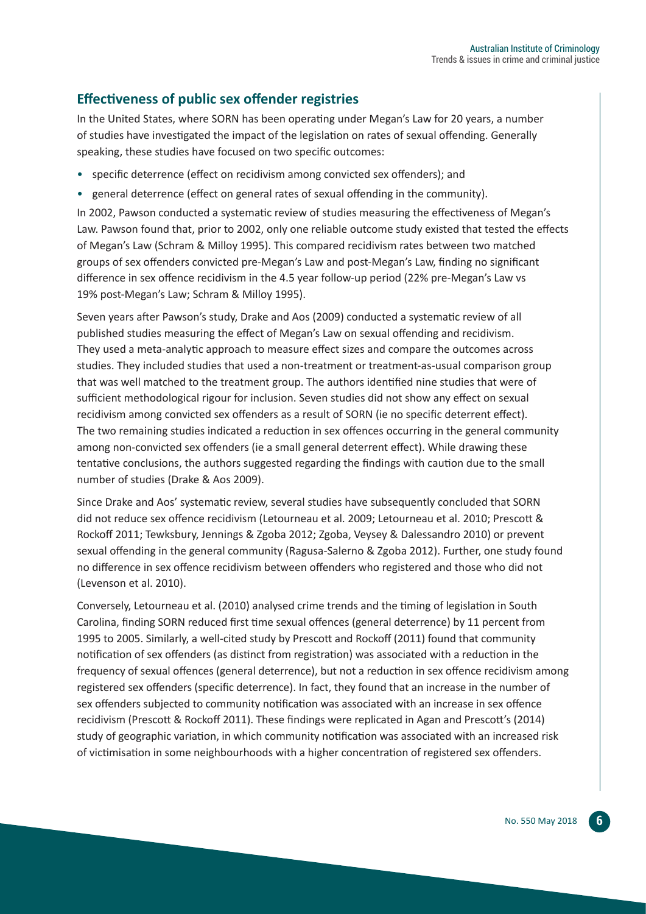## Effectiveness of public sex offender registries

In the United States, where SORN has been operating under Megan's Law for 20 years, a number of studies have investigated the impact of the legislation on rates of sexual offending. Generally speaking, these studies have focused on two specific outcomes:

- specific deterrence (effect on recidivism among convicted sex offenders); and
- general deterrence (effect on general rates of sexual offending in the community).

In 2002, Pawson conducted a systematic review of studies measuring the effectiveness of Megan's Law. Pawson found that, prior to 2002, only one reliable outcome study existed that tested the effects of Megan's Law (Schram & Milloy 1995). This compared recidivism rates between two matched groups of sex offenders convicted pre-Megan's Law and post-Megan's Law, finding no significant difference in sex offence recidivism in the 4.5 year follow-up period (22% pre-Megan's Law vs 19% post-Megan's Law; Schram & Milloy 1995).

Seven years after Pawson's study, Drake and Aos (2009) conducted a systematic review of all published studies measuring the effect of Megan's Law on sexual offending and recidivism. They used a meta-analytic approach to measure effect sizes and compare the outcomes across studies. They included studies that used a non-treatment or treatment-as-usual comparison group that was well matched to the treatment group. The authors identified nine studies that were of sufficient methodological rigour for inclusion. Seven studies did not show any effect on sexual recidivism among convicted sex offenders as a result of SORN (ie no specific deterrent effect). The two remaining studies indicated a reduction in sex offences occurring in the general community among non-convicted sex offenders (ie a small general deterrent effect). While drawing these tentative conclusions, the authors suggested regarding the findings with caution due to the small number of studies (Drake & Aos 2009).

Since Drake and Aos' systematic review, several studies have subsequently concluded that SORN did not reduce sex offence recidivism (Letourneau et al. 2009; Letourneau et al. 2010; Prescott & Rockoff 2011; Tewksbury, Jennings & Zgoba 2012; Zgoba, Veysey & Dalessandro 2010) or prevent sexual offending in the general community (Ragusa-Salerno & Zgoba 2012). Further, one study found no difference in sex offence recidivism between offenders who registered and those who did not (Levenson et al. 2010).

Conversely, Letourneau et al. (2010) analysed crime trends and the timing of legislation in South Carolina, finding SORN reduced first time sexual offences (general deterrence) by 11 percent from 1995 to 2005. Similarly, a well-cited study by Prescott and Rockoff (2011) found that community notification of sex offenders (as distinct from registration) was associated with a reduction in the frequency of sexual offences (general deterrence), but not a reduction in sex offence recidivism among registered sex offenders (specific deterrence). In fact, they found that an increase in the number of sex offenders subjected to community notification was associated with an increase in sex offence recidivism (Prescott & Rockoff 2011). These findings were replicated in Agan and Prescott's (2014) study of geographic variation, in which community notification was associated with an increased risk of victimisation in some neighbourhoods with a higher concentration of registered sex offenders.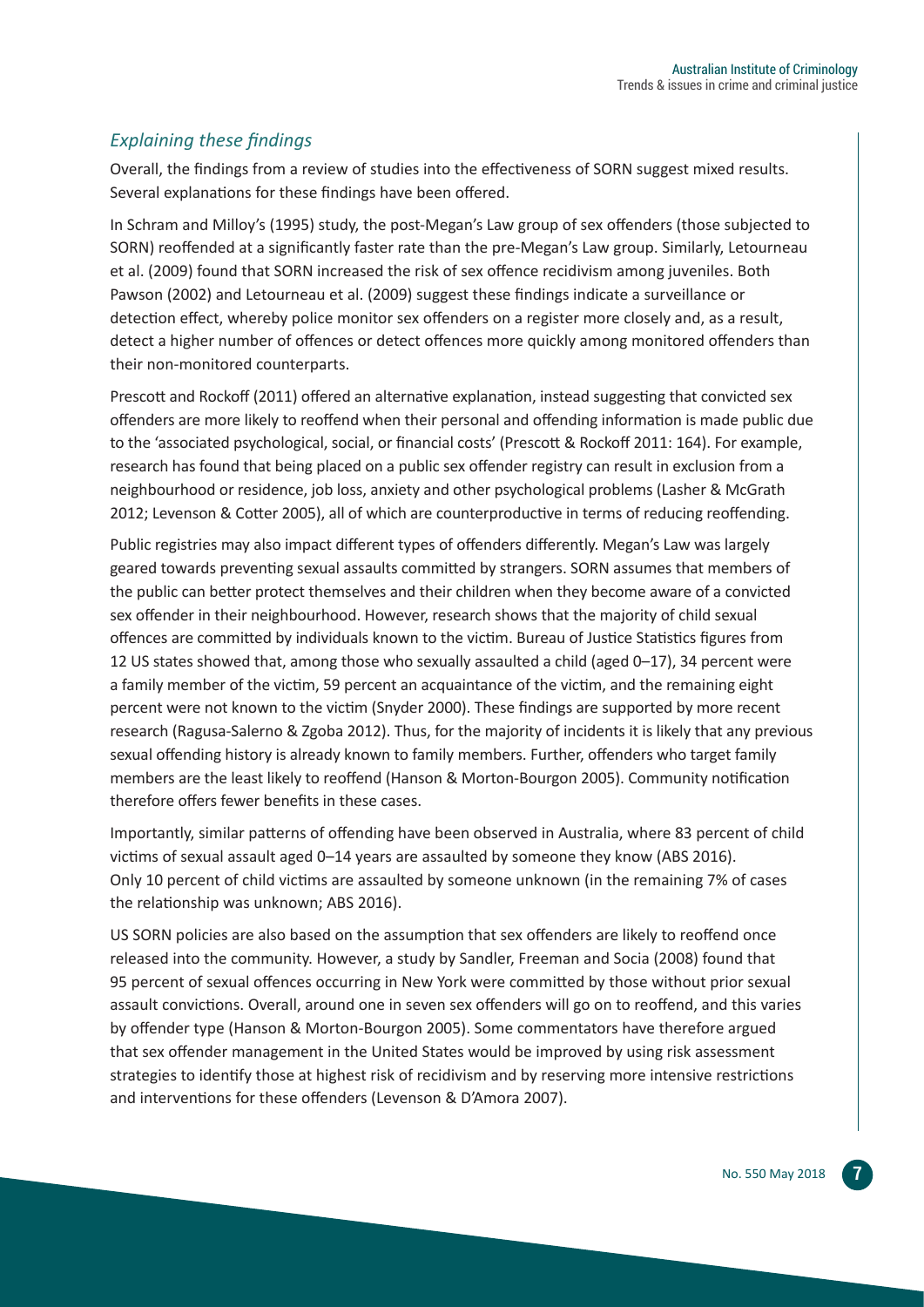### *Explaining these findings*

Overall, the findings from a review of studies into the effectiveness of SORN suggest mixed results. Several explanations for these findings have been offered.

In Schram and Milloy's (1995) study, the post-Megan's Law group of sex offenders (those subjected to SORN) reoffended at a significantly faster rate than the pre-Megan's Law group. Similarly, Letourneau et al. (2009) found that SORN increased the risk of sex offence recidivism among juveniles. Both Pawson (2002) and Letourneau et al. (2009) suggest these findings indicate a surveillance or detection effect, whereby police monitor sex offenders on a register more closely and, as a result, detect a higher number of offences or detect offences more quickly among monitored offenders than their non-monitored counterparts.

Prescott and Rockoff (2011) offered an alternative explanation, instead suggesting that convicted sex offenders are more likely to reoffend when their personal and offending information is made public due to the 'associated psychological, social, or financial costs' (Prescott & Rockoff 2011: 164). For example, research has found that being placed on a public sex offender registry can result in exclusion from a neighbourhood or residence, job loss, anxiety and other psychological problems (Lasher & McGrath 2012; Levenson & Cotter 2005), all of which are counterproductive in terms of reducing reoffending.

Public registries may also impact different types of offenders differently. Megan's Law was largely geared towards preventing sexual assaults committed by strangers. SORN assumes that members of the public can better protect themselves and their children when they become aware of a convicted sex offender in their neighbourhood. However, research shows that the majority of child sexual offences are committed by individuals known to the victim. Bureau of Justice Statistics figures from 12 US states showed that, among those who sexually assaulted a child (aged 0–17), 34 percent were a family member of the victim, 59 percent an acquaintance of the victim, and the remaining eight percent were not known to the victim (Snyder 2000). These findings are supported by more recent research (Ragusa-Salerno & Zgoba 2012). Thus, for the majority of incidents it is likely that any previous sexual offending history is already known to family members. Further, offenders who target family members are the least likely to reoffend (Hanson & Morton-Bourgon 2005). Community notification therefore offers fewer benefits in these cases.

Importantly, similar patterns of offending have been observed in Australia, where 83 percent of child victims of sexual assault aged 0–14 years are assaulted by someone they know (ABS 2016). Only 10 percent of child victims are assaulted by someone unknown (in the remaining 7% of cases the relationship was unknown; ABS 2016).

US SORN policies are also based on the assumption that sex offenders are likely to reoffend once released into the community. However, a study by Sandler, Freeman and Socia (2008) found that 95 percent of sexual offences occurring in New York were committed by those without prior sexual assault convictions. Overall, around one in seven sex offenders will go on to reoffend, and this varies by offender type (Hanson & Morton-Bourgon 2005). Some commentators have therefore argued that sex offender management in the United States would be improved by using risk assessment strategies to identify those at highest risk of recidivism and by reserving more intensive restrictions and interventions for these offenders (Levenson & D'Amora 2007).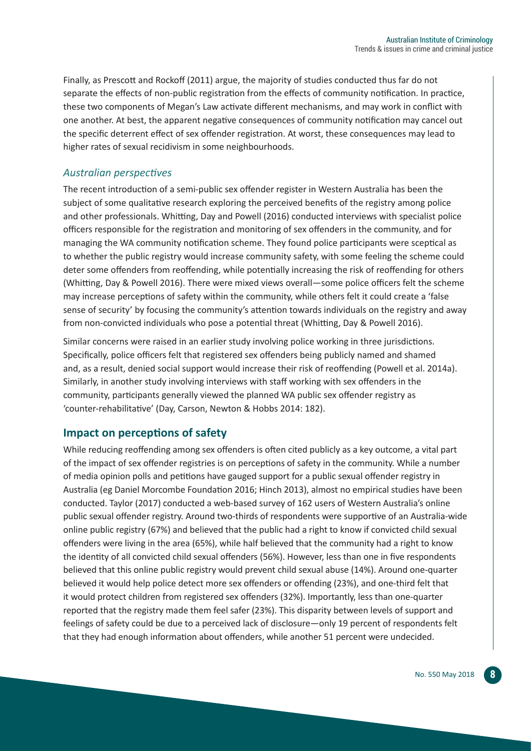Finally, as Prescott and Rockoff (2011) argue, the majority of studies conducted thus far do not separate the effects of non-public registration from the effects of community notification. In practice, these two components of Megan's Law activate different mechanisms, and may work in conflict with one another. At best, the apparent negative consequences of community notification may cancel out the specific deterrent effect of sex offender registration. At worst, these consequences may lead to higher rates of sexual recidivism in some neighbourhoods.

### *Australian perspectives*

The recent introduction of a semi-public sex offender register in Western Australia has been the subject of some qualitative research exploring the perceived benefits of the registry among police and other professionals. Whitting, Day and Powell (2016) conducted interviews with specialist police officers responsible for the registration and monitoring of sex offenders in the community, and for managing the WA community notification scheme. They found police participants were sceptical as to whether the public registry would increase community safety, with some feeling the scheme could deter some offenders from reoffending, while potentially increasing the risk of reoffending for others (Whitting, Day & Powell 2016). There were mixed views overall—some police officers felt the scheme may increase perceptions of safety within the community, while others felt it could create a 'false sense of security' by focusing the community's attention towards individuals on the registry and away from non-convicted individuals who pose a potential threat (Whitting, Day & Powell 2016).

Similar concerns were raised in an earlier study involving police working in three jurisdictions. Specifically, police officers felt that registered sex offenders being publicly named and shamed and, as a result, denied social support would increase their risk of reoffending (Powell et al. 2014a). Similarly, in another study involving interviews with staff working with sex offenders in the community, participants generally viewed the planned WA public sex offender registry as 'counter-rehabilitative' (Day, Carson, Newton & Hobbs 2014: 182).

## Impact on perceptions of safety

While reducing reoffending among sex offenders is often cited publicly as a key outcome, a vital part of the impact of sex offender registries is on perceptions of safety in the community. While a number of media opinion polls and petitions have gauged support for a public sexual offender registry in Australia (eg Daniel Morcombe Foundation 2016; Hinch 2013), almost no empirical studies have been conducted. Taylor (2017) conducted a web-based survey of 162 users of Western Australia's online public sexual offender registry. Around two-thirds of respondents were supportive of an Australia-wide online public registry (67%) and believed that the public had a right to know if convicted child sexual offenders were living in the area (65%), while half believed that the community had a right to know the identity of all convicted child sexual offenders (56%). However, less than one in five respondents believed that this online public registry would prevent child sexual abuse (14%). Around one-quarter believed it would help police detect more sex offenders or offending (23%), and one-third felt that it would protect children from registered sex offenders (32%). Importantly, less than one-quarter reported that the registry made them feel safer (23%). This disparity between levels of support and feelings of safety could be due to a perceived lack of disclosure—only 19 percent of respondents felt that they had enough information about offenders, while another 51 percent were undecided.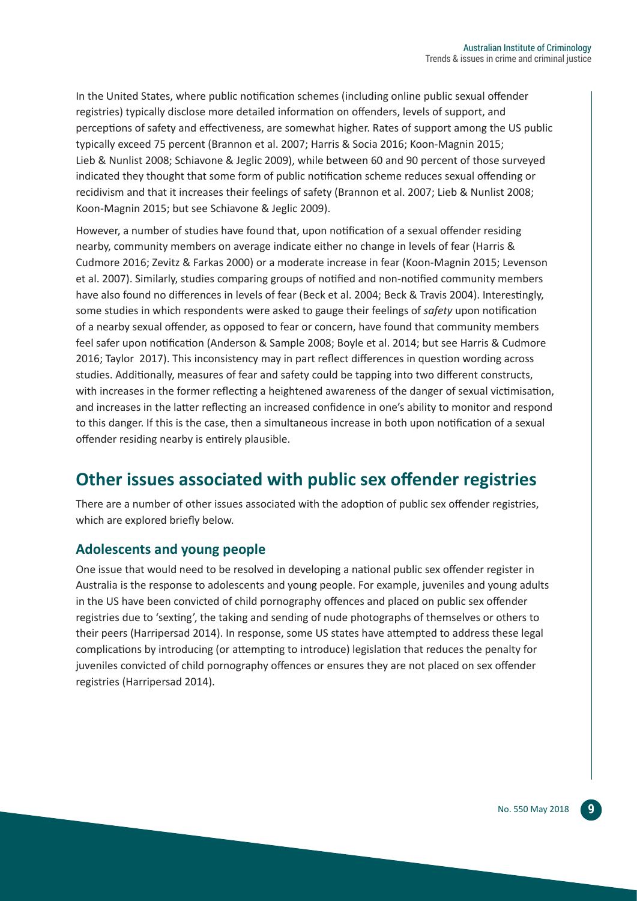In the United States, where public notification schemes (including online public sexual offender registries) typically disclose more detailed information on offenders, levels of support, and perceptions of safety and effectiveness, are somewhat higher. Rates of support among the US public typically exceed 75 percent (Brannon et al. 2007; Harris & Socia 2016; Koon-Magnin 2015; Lieb & Nunlist 2008; Schiavone & Jeglic 2009), while between 60 and 90 percent of those surveyed indicated they thought that some form of public notification scheme reduces sexual offending or recidivism and that it increases their feelings of safety (Brannon et al. 2007; Lieb & Nunlist 2008; Koon-Magnin 2015; but see Schiavone & Jeglic 2009).

However, a number of studies have found that, upon notification of a sexual offender residing nearby, community members on average indicate either no change in levels of fear (Harris & Cudmore 2016; Zevitz & Farkas 2000) or a moderate increase in fear (Koon-Magnin 2015; Levenson et al. 2007). Similarly, studies comparing groups of notified and non-notified community members have also found no differences in levels of fear (Beck et al. 2004; Beck & Travis 2004). Interestingly, some studies in which respondents were asked to gauge their feelings of *safety* upon notification of a nearby sexual offender, as opposed to fear or concern, have found that community members feel safer upon notification (Anderson & Sample 2008; Boyle et al. 2014; but see Harris & Cudmore 2016; Taylor 2017). This inconsistency may in part reflect differences in question wording across studies. Additionally, measures of fear and safety could be tapping into two different constructs, with increases in the former reflecting a heightened awareness of the danger of sexual victimisation, and increases in the latter reflecting an increased confidence in one's ability to monitor and respond to this danger. If this is the case, then a simultaneous increase in both upon notification of a sexual offender residing nearby is entirely plausible.

## Other issues associated with public sex offender registries

There are a number of other issues associated with the adoption of public sex offender registries, which are explored briefly below.

### Adolescents and young people

One issue that would need to be resolved in developing a national public sex offender register in Australia is the response to adolescents and young people. For example, juveniles and young adults in the US have been convicted of child pornography offences and placed on public sex offender registries due to 'sexting', the taking and sending of nude photographs of themselves or others to their peers (Harripersad 2014). In response, some US states have attempted to address these legal complications by introducing (or attempting to introduce) legislation that reduces the penalty for juveniles convicted of child pornography offences or ensures they are not placed on sex offender registries (Harripersad 2014).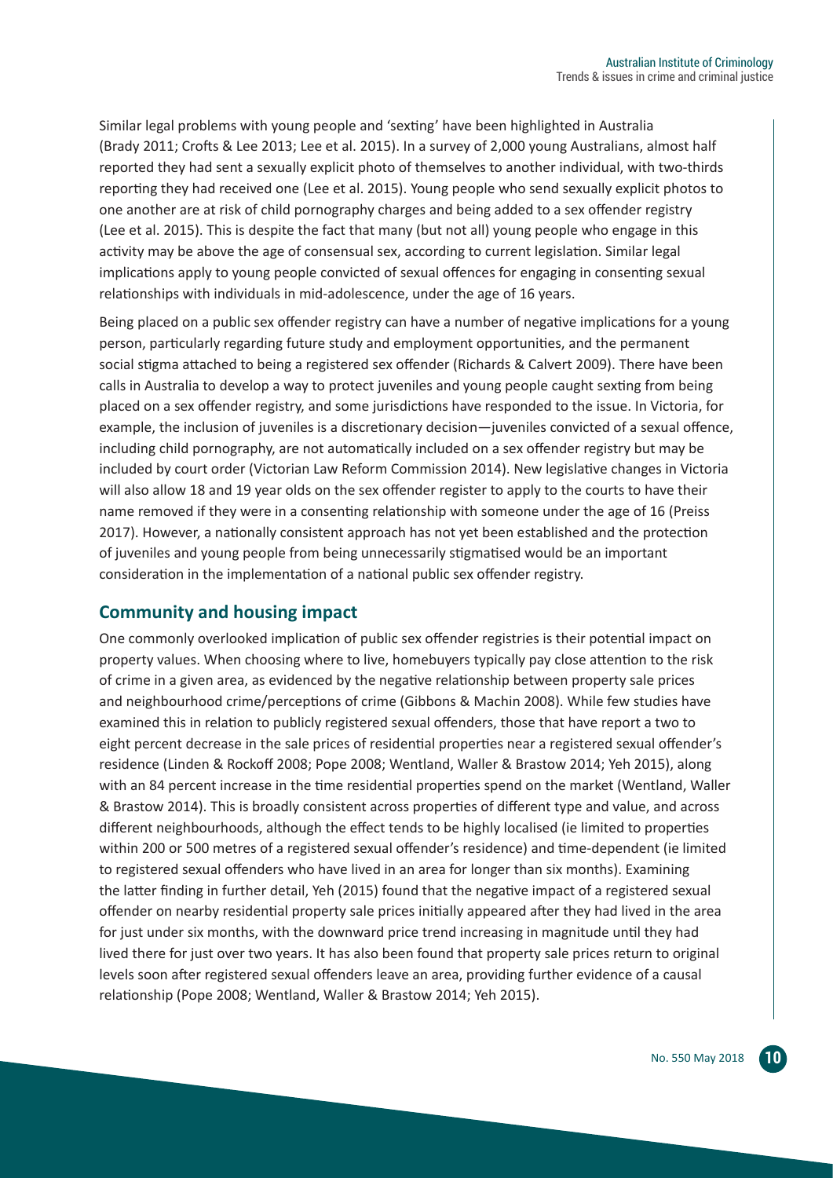Similar legal problems with young people and 'sexting' have been highlighted in Australia (Brady 2011; Crofts & Lee 2013; Lee et al. 2015). In a survey of 2,000 young Australians, almost half reported they had sent a sexually explicit photo of themselves to another individual, with two-thirds reporting they had received one (Lee et al. 2015). Young people who send sexually explicit photos to one another are at risk of child pornography charges and being added to a sex offender registry (Lee et al. 2015). This is despite the fact that many (but not all) young people who engage in this activity may be above the age of consensual sex, according to current legislation. Similar legal implications apply to young people convicted of sexual offences for engaging in consenting sexual relationships with individuals in mid-adolescence, under the age of 16 years.

Being placed on a public sex offender registry can have a number of negative implications for a young person, particularly regarding future study and employment opportunities, and the permanent social stigma attached to being a registered sex offender (Richards & Calvert 2009). There have been calls in Australia to develop a way to protect juveniles and young people caught sexting from being placed on a sex offender registry, and some jurisdictions have responded to the issue. In Victoria, for example, the inclusion of juveniles is a discretionary decision—juveniles convicted of a sexual offence, including child pornography, are not automatically included on a sex offender registry but may be included by court order (Victorian Law Reform Commission 2014). New legislative changes in Victoria will also allow 18 and 19 year olds on the sex offender register to apply to the courts to have their name removed if they were in a consenting relationship with someone under the age of 16 (Preiss 2017). However, a nationally consistent approach has not yet been established and the protection of juveniles and young people from being unnecessarily stigmatised would be an important consideration in the implementation of a national public sex offender registry.

## Community and housing impact

One commonly overlooked implication of public sex offender registries is their potential impact on property values. When choosing where to live, homebuyers typically pay close attention to the risk of crime in a given area, as evidenced by the negative relationship between property sale prices and neighbourhood crime/perceptions of crime (Gibbons & Machin 2008). While few studies have examined this in relation to publicly registered sexual offenders, those that have report a two to eight percent decrease in the sale prices of residential properties near a registered sexual offender's residence (Linden & Rockoff 2008; Pope 2008; Wentland, Waller & Brastow 2014; Yeh 2015), along with an 84 percent increase in the time residential properties spend on the market (Wentland, Waller & Brastow 2014). This is broadly consistent across properties of different type and value, and across different neighbourhoods, although the effect tends to be highly localised (ie limited to properties within 200 or 500 metres of a registered sexual offender's residence) and time-dependent (ie limited to registered sexual offenders who have lived in an area for longer than six months). Examining the latter finding in further detail, Yeh (2015) found that the negative impact of a registered sexual offender on nearby residential property sale prices initially appeared after they had lived in the area for just under six months, with the downward price trend increasing in magnitude until they had lived there for just over two years. It has also been found that property sale prices return to original levels soon after registered sexual offenders leave an area, providing further evidence of a causal relationship (Pope 2008; Wentland, Waller & Brastow 2014; Yeh 2015).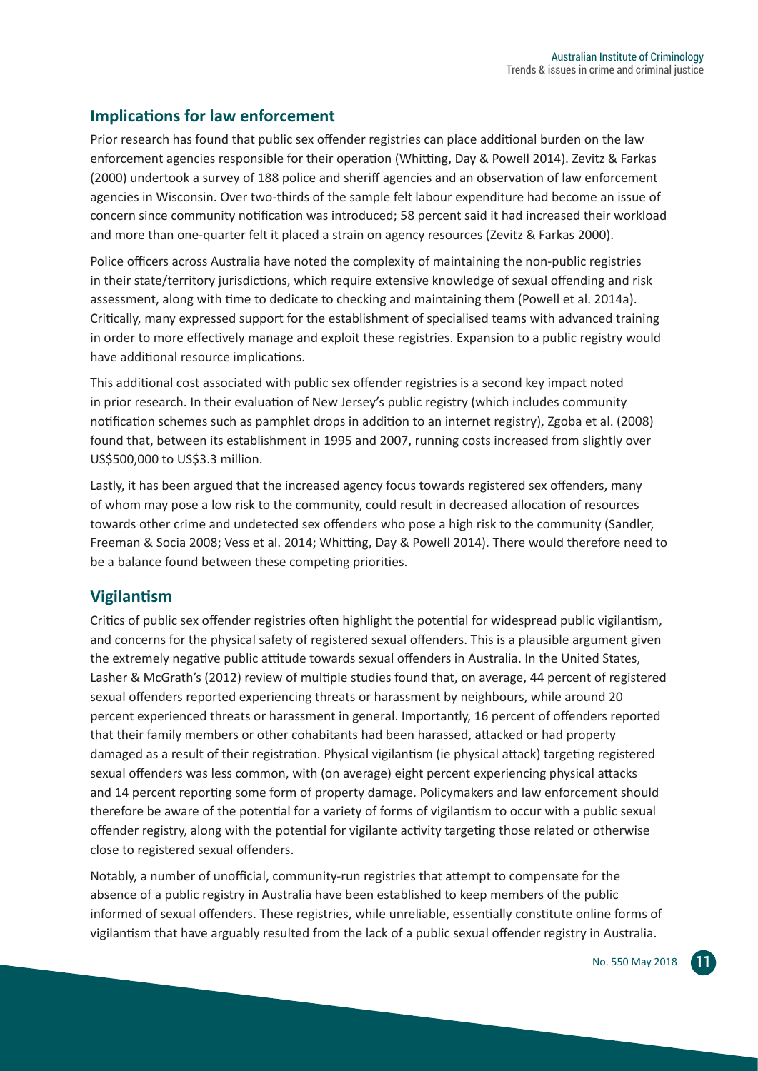## Implications for law enforcement

Prior research has found that public sex offender registries can place additional burden on the law enforcement agencies responsible for their operation (Whitting, Day & Powell 2014). Zevitz & Farkas (2000) undertook a survey of 188 police and sheriff agencies and an observation of law enforcement agencies in Wisconsin. Over two-thirds of the sample felt labour expenditure had become an issue of concern since community notification was introduced; 58 percent said it had increased their workload and more than one-quarter felt it placed a strain on agency resources (Zevitz & Farkas 2000).

Police officers across Australia have noted the complexity of maintaining the non-public registries in their state/territory jurisdictions, which require extensive knowledge of sexual offending and risk assessment, along with time to dedicate to checking and maintaining them (Powell et al. 2014a). Critically, many expressed support for the establishment of specialised teams with advanced training in order to more effectively manage and exploit these registries. Expansion to a public registry would have additional resource implications.

This additional cost associated with public sex offender registries is a second key impact noted in prior research. In their evaluation of New Jersey's public registry (which includes community notification schemes such as pamphlet drops in addition to an internet registry), Zgoba et al. (2008) found that, between its establishment in 1995 and 2007, running costs increased from slightly over US$500,000 to US$3.3 million.

Lastly, it has been argued that the increased agency focus towards registered sex offenders, many of whom may pose a low risk to the community, could result in decreased allocation of resources towards other crime and undetected sex offenders who pose a high risk to the community (Sandler, Freeman & Socia 2008; Vess et al. 2014; Whitting, Day & Powell 2014). There would therefore need to be a balance found between these competing priorities.

## Vigilantism

Critics of public sex offender registries often highlight the potential for widespread public vigilantism, and concerns for the physical safety of registered sexual offenders. This is a plausible argument given the extremely negative public attitude towards sexual offenders in Australia. In the United States, Lasher & McGrath's (2012) review of multiple studies found that, on average, 44 percent of registered sexual offenders reported experiencing threats or harassment by neighbours, while around 20 percent experienced threats or harassment in general. Importantly, 16 percent of offenders reported that their family members or other cohabitants had been harassed, attacked or had property damaged as a result of their registration. Physical vigilantism (ie physical attack) targeting registered sexual offenders was less common, with (on average) eight percent experiencing physical attacks and 14 percent reporting some form of property damage. Policymakers and law enforcement should therefore be aware of the potential for a variety of forms of vigilantism to occur with a public sexual offender registry, along with the potential for vigilante activity targeting those related or otherwise close to registered sexual offenders.

Notably, a number of unofficial, community-run registries that attempt to compensate for the absence of a public registry in Australia have been established to keep members of the public informed of sexual offenders. These registries, while unreliable, essentially constitute online forms of vigilantism that have arguably resulted from the lack of a public sexual offender registry in Australia.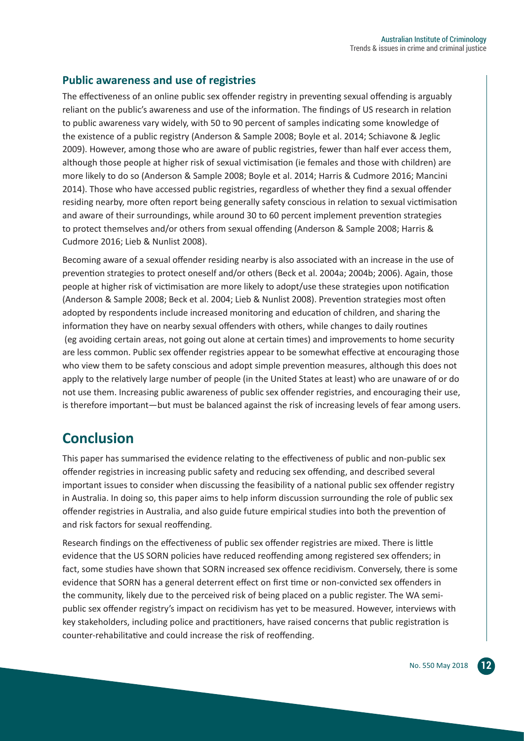### Public awareness and use of registries

The effectiveness of an online public sex offender registry in preventing sexual offending is arguably reliant on the public's awareness and use of the information. The findings of US research in relation to public awareness vary widely, with 50 to 90 percent of samples indicating some knowledge of the existence of a public registry (Anderson & Sample 2008; Boyle et al. 2014; Schiavone & Jeglic 2009). However, among those who are aware of public registries, fewer than half ever access them, although those people at higher risk of sexual victimisation (ie females and those with children) are more likely to do so (Anderson & Sample 2008; Boyle et al. 2014; Harris & Cudmore 2016; Mancini 2014). Those who have accessed public registries, regardless of whether they find a sexual offender residing nearby, more often report being generally safety conscious in relation to sexual victimisation and aware of their surroundings, while around 30 to 60 percent implement prevention strategies to protect themselves and/or others from sexual offending (Anderson & Sample 2008; Harris & Cudmore 2016; Lieb & Nunlist 2008).

Becoming aware of a sexual offender residing nearby is also associated with an increase in the use of prevention strategies to protect oneself and/or others (Beck et al. 2004a; 2004b; 2006). Again, those people at higher risk of victimisation are more likely to adopt/use these strategies upon notification (Anderson & Sample 2008; Beck et al. 2004; Lieb & Nunlist 2008). Prevention strategies most often adopted by respondents include increased monitoring and education of children, and sharing the information they have on nearby sexual offenders with others, while changes to daily routines (eg avoiding certain areas, not going out alone at certain times) and improvements to home security are less common. Public sex offender registries appear to be somewhat effective at encouraging those who view them to be safety conscious and adopt simple prevention measures, although this does not apply to the relatively large number of people (in the United States at least) who are unaware of or do not use them. Increasing public awareness of public sex offender registries, and encouraging their use, is therefore important—but must be balanced against the risk of increasing levels of fear among users.

## Conclusion

This paper has summarised the evidence relating to the effectiveness of public and non-public sex offender registries in increasing public safety and reducing sex offending, and described several important issues to consider when discussing the feasibility of a national public sex offender registry in Australia. In doing so, this paper aims to help inform discussion surrounding the role of public sex offender registries in Australia, and also guide future empirical studies into both the prevention of and risk factors for sexual reoffending.

Research findings on the effectiveness of public sex offender registries are mixed. There is little evidence that the US SORN policies have reduced reoffending among registered sex offenders; in fact, some studies have shown that SORN increased sex offence recidivism. Conversely, there is some evidence that SORN has a general deterrent effect on first time or non-convicted sex offenders in the community, likely due to the perceived risk of being placed on a public register. The WA semi-public sex offender registry's impact on recidivism has yet to be measured. However, interviews with key stakeholders, including police and practitioners, have raised concerns that public registration is counter-rehabilitative and could increase the risk of reoffending.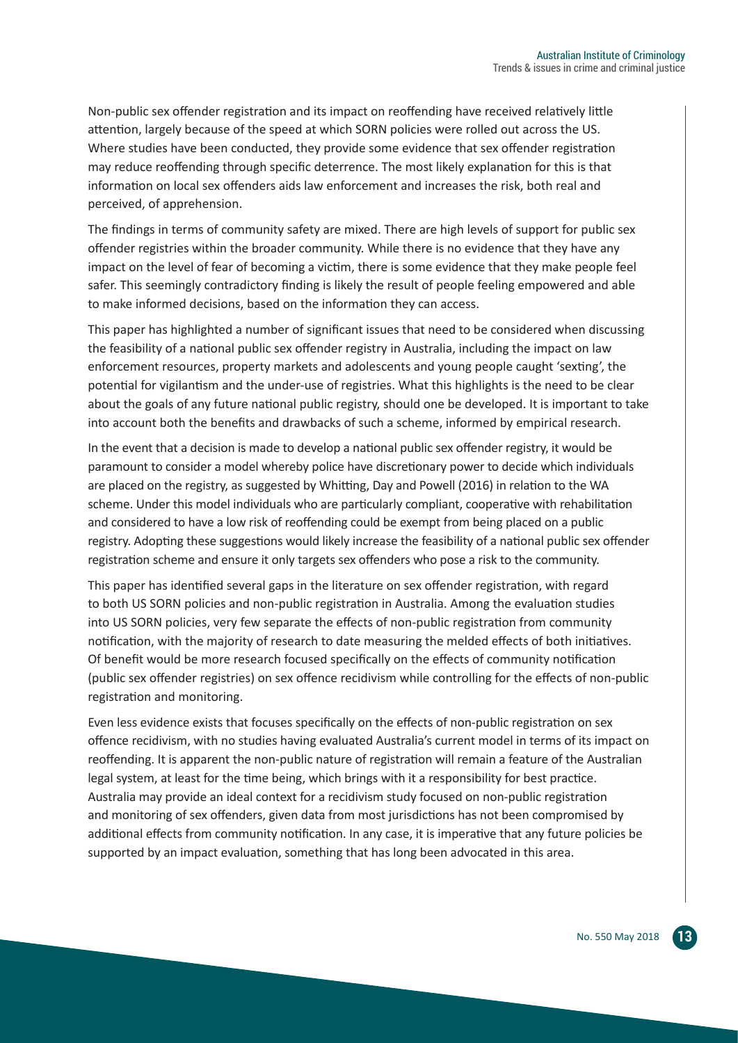Non-public sex offender registration and its impact on reoffending have received relatively little attention, largely because of the speed at which SORN policies were rolled out across the US. Where studies have been conducted, they provide some evidence that sex offender registration may reduce reoffending through specific deterrence. The most likely explanation for this is that information on local sex offenders aids law enforcement and increases the risk, both real and perceived, of apprehension.

The findings in terms of community safety are mixed. There are high levels of support for public sex offender registries within the broader community. While there is no evidence that they have any impact on the level of fear of becoming a victim, there is some evidence that they make people feel safer. This seemingly contradictory finding is likely the result of people feeling empowered and able to make informed decisions, based on the information they can access.

This paper has highlighted a number of significant issues that need to be considered when discussing the feasibility of a national public sex offender registry in Australia, including the impact on law enforcement resources, property markets and adolescents and young people caught 'sexting', the potential for vigilantism and the under-use of registries. What this highlights is the need to be clear about the goals of any future national public registry, should one be developed. It is important to take into account both the benefits and drawbacks of such a scheme, informed by empirical research.

In the event that a decision is made to develop a national public sex offender registry, it would be paramount to consider a model whereby police have discretionary power to decide which individuals are placed on the registry, as suggested by Whitting, Day and Powell (2016) in relation to the WA scheme. Under this model individuals who are particularly compliant, cooperative with rehabilitation and considered to have a low risk of reoffending could be exempt from being placed on a public registry. Adopting these suggestions would likely increase the feasibility of a national public sex offender registration scheme and ensure it only targets sex offenders who pose a risk to the community.

This paper has identified several gaps in the literature on sex offender registration, with regard to both US SORN policies and non-public registration in Australia. Among the evaluation studies into US SORN policies, very few separate the effects of non-public registration from community notification, with the majority of research to date measuring the melded effects of both initiatives. Of benefit would be more research focused specifically on the effects of community notification (public sex offender registries) on sex offence recidivism while controlling for the effects of non-public registration and monitoring.

Even less evidence exists that focuses specifically on the effects of non-public registration on sex offence recidivism, with no studies having evaluated Australia's current model in terms of its impact on reoffending. It is apparent the non-public nature of registration will remain a feature of the Australian legal system, at least for the time being, which brings with it a responsibility for best practice. Australia may provide an ideal context for a recidivism study focused on non-public registration and monitoring of sex offenders, given data from most jurisdictions has not been compromised by additional effects from community notification. In any case, it is imperative that any future policies be supported by an impact evaluation, something that has long been advocated in this area.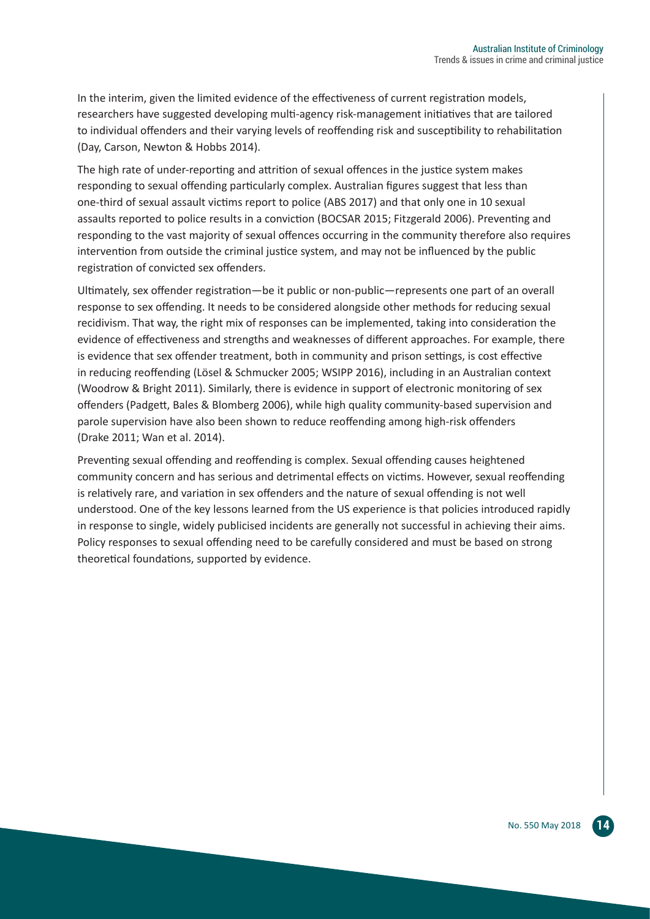In the interim, given the limited evidence of the effectiveness of current registration models, researchers have suggested developing multi-agency risk-management initiatives that are tailored to individual offenders and their varying levels of reoffending risk and susceptibility to rehabilitation (Day, Carson, Newton & Hobbs 2014).

The high rate of under-reporting and attrition of sexual offences in the justice system makes responding to sexual offending particularly complex. Australian figures suggest that less than one-third of sexual assault victims report to police (ABS 2017) and that only one in 10 sexual assaults reported to police results in a conviction (BOCSAR 2015; Fitzgerald 2006). Preventing and responding to the vast majority of sexual offences occurring in the community therefore also requires intervention from outside the criminal justice system, and may not be influenced by the public registration of convicted sex offenders.

Ultimately, sex offender registration—be it public or non-public—represents one part of an overall response to sex offending. It needs to be considered alongside other methods for reducing sexual recidivism. That way, the right mix of responses can be implemented, taking into consideration the evidence of effectiveness and strengths and weaknesses of different approaches. For example, there is evidence that sex offender treatment, both in community and prison settings, is cost effective in reducing reoffending (Lösel & Schmucker 2005; WSIPP 2016), including in an Australian context (Woodrow & Bright 2011). Similarly, there is evidence in support of electronic monitoring of sex offenders (Padgett, Bales & Blomberg 2006), while high quality community-based supervision and parole supervision have also been shown to reduce reoffending among high-risk offenders (Drake 2011; Wan et al. 2014).

Preventing sexual offending and reoffending is complex. Sexual offending causes heightened community concern and has serious and detrimental effects on victims. However, sexual reoffending is relatively rare, and variation in sex offenders and the nature of sexual offending is not well understood. One of the key lessons learned from the US experience is that policies introduced rapidly in response to single, widely publicised incidents are generally not successful in achieving their aims. Policy responses to sexual offending need to be carefully considered and must be based on strong theoretical foundations, supported by evidence.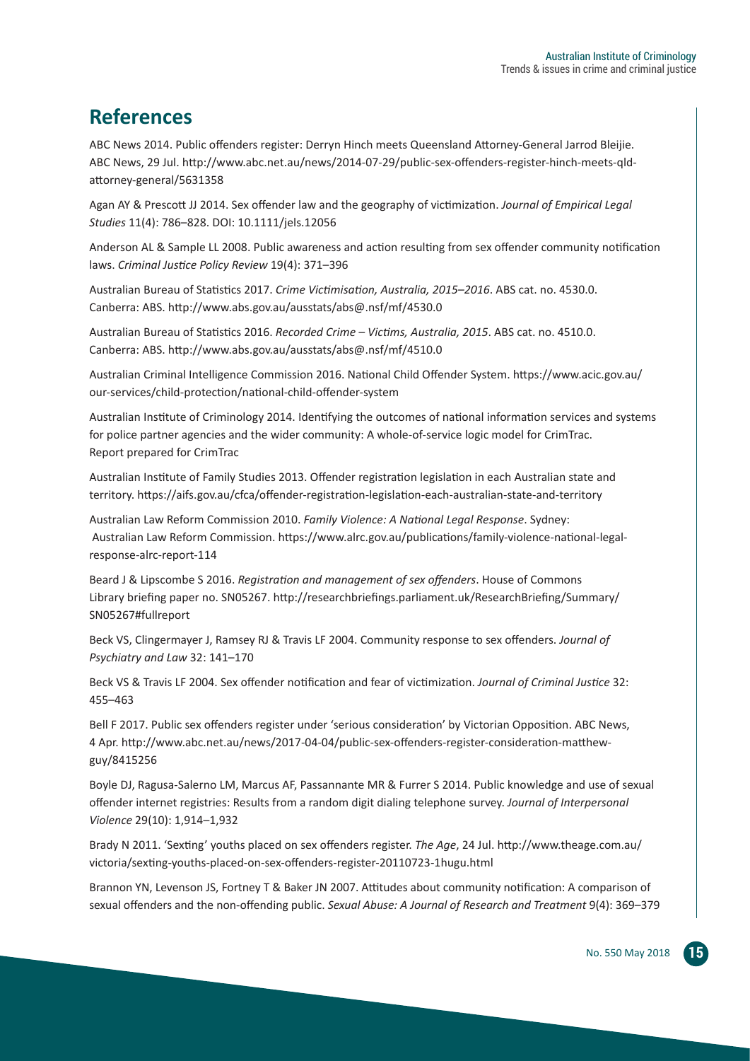## References

ABC News 2014. Public offenders register: Derryn Hinch meets Queensland Attorney-General Jarrod Bleijie. ABC News, 29 Jul. http://www.abc.net.au/news/2014-07-29/public-sex-offenders-register-hinch-meets-qld-attorney-general/5631358

Agan AY & Prescott JJ 2014. Sex offender law and the geography of victimization. *Journal of Empirical Legal Studies* 11(4): 786–828. DOI: 10.1111/jels.12056

Anderson AL & Sample LL 2008. Public awareness and action resulting from sex offender community notification laws. *Criminal Justice Policy Review* 19(4): 371–396

Australian Bureau of Statistics 2017. *Crime Victimisation, Australia, 2015–2016*. ABS cat. no. 4530.0. Canberra: ABS. http://www.abs.gov.au/ausstats/abs@.nsf/mf/4530.0

Australian Bureau of Statistics 2016. *Recorded Crime – Victims, Australia, 2015*. ABS cat. no. 4510.0. Canberra: ABS. http://www.abs.gov.au/ausstats/abs@.nsf/mf/4510.0

Australian Criminal Intelligence Commission 2016. National Child Offender System. https://www.acic.gov.au/our-services/child-protection/national-child-offender-system

Australian Institute of Criminology 2014. Identifying the outcomes of national information services and systems for police partner agencies and the wider community: A whole-of-service logic model for CrimTrac. Report prepared for CrimTrac

Australian Institute of Family Studies 2013. Offender registration legislation in each Australian state and territory. https://aifs.gov.au/cfca/offender-registration-legislation-each-australian-state-and-territory

Australian Law Reform Commission 2010. *Family Violence: A National Legal Response*. Sydney: Australian Law Reform Commission. https://www.alrc.gov.au/publications/family-violence-national-legal-response-alrc-report-114

Beard J & Lipscombe S 2016. *Registration and management of sex offenders*. House of Commons Library briefing paper no. SN05267. http://researchbriefings.parliament.uk/ResearchBriefing/Summary/SN05267#fullreport

Beck VS, Clingermayer J, Ramsey RJ & Travis LF 2004. Community response to sex offenders. *Journal of Psychiatry and Law* 32: 141–170

Beck VS & Travis LF 2004. Sex offender notification and fear of victimization. *Journal of Criminal Justice* 32: 455–463

Bell F 2017. Public sex offenders register under 'serious consideration' by Victorian Opposition. ABC News, 4 Apr. http://www.abc.net.au/news/2017-04-04/public-sex-offenders-register-consideration-matthew-guy/8415256

Boyle DJ, Ragusa-Salerno LM, Marcus AF, Passannante MR & Furrer S 2014. Public knowledge and use of sexual offender internet registries: Results from a random digit dialing telephone survey. *Journal of Interpersonal Violence* 29(10): 1,914–1,932

Brady N 2011. 'Sexting' youths placed on sex offenders register. *The Age*, 24 Jul. http://www.theage.com.au/victoria/sexting-youths-placed-on-sex-offenders-register-20110723-1hugu.html

Brannon YN, Levenson JS, Fortney T & Baker JN 2007. Attitudes about community notification: A comparison of sexual offenders and the non-offending public. *Sexual Abuse: A Journal of Research and Treatment* 9(4): 369–379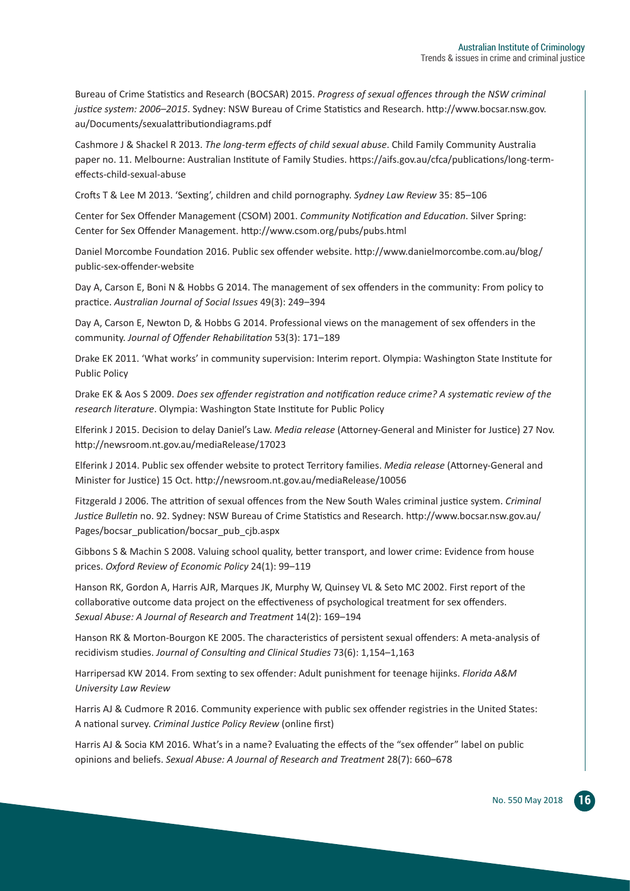Bureau of Crime Statistics and Research (BOCSAR) 2015. *Progress of sexual offences through the NSW criminal justice system: 2006–2015*. Sydney: NSW Bureau of Crime Statistics and Research. http://www.bocsar.nsw.gov.au/Documents/sexualattributiondiagrams.pdf

Cashmore J & Shackel R 2013. *The long-term effects of child sexual abuse*. Child Family Community Australia paper no. 11. Melbourne: Australian Institute of Family Studies. https://aifs.gov.au/cfca/publications/long-term-effects-child-sexual-abuse

Crofts T & Lee M 2013. 'Sexting', children and child pornography. *Sydney Law Review* 35: 85–106

Center for Sex Offender Management (CSOM) 2001. *Community Notification and Education*. Silver Spring: Center for Sex Offender Management. http://www.csom.org/pubs/pubs.html

Daniel Morcombe Foundation 2016. Public sex offender website. http://www.danielmorcombe.com.au/blog/public-sex-offender-website

Day A, Carson E, Boni N & Hobbs G 2014. The management of sex offenders in the community: From policy to practice. *Australian Journal of Social Issues* 49(3): 249–394

Day A, Carson E, Newton D, & Hobbs G 2014. Professional views on the management of sex offenders in the community. *Journal of Offender Rehabilitation* 53(3): 171–189

Drake EK 2011. 'What works' in community supervision: Interim report. Olympia: Washington State Institute for Public Policy

Drake EK & Aos S 2009. *Does sex offender registration and notification reduce crime? A systematic review of the research literature*. Olympia: Washington State Institute for Public Policy

Elferink J 2015. Decision to delay Daniel's Law. *Media release* (Attorney-General and Minister for Justice) 27 Nov. http://newsroom.nt.gov.au/mediaRelease/17023

Elferink J 2014. Public sex offender website to protect Territory families. *Media release* (Attorney-General and Minister for Justice) 15 Oct. http://newsroom.nt.gov.au/mediaRelease/10056

Fitzgerald J 2006. The attrition of sexual offences from the New South Wales criminal justice system. *Criminal Justice Bulletin* no. 92. Sydney: NSW Bureau of Crime Statistics and Research. http://www.bocsar.nsw.gov.au/Pages/bocsar_publication/bocsar_pub_cjb.aspx

Gibbons S & Machin S 2008. Valuing school quality, better transport, and lower crime: Evidence from house prices. *Oxford Review of Economic Policy* 24(1): 99–119

Hanson RK, Gordon A, Harris AJR, Marques JK, Murphy W, Quinsey VL & Seto MC 2002. First report of the collaborative outcome data project on the effectiveness of psychological treatment for sex offenders. *Sexual Abuse: A Journal of Research and Treatment* 14(2): 169–194

Hanson RK & Morton-Bourgon KE 2005. The characteristics of persistent sexual offenders: A meta-analysis of recidivism studies. *Journal of Consulting and Clinical Studies* 73(6): 1,154–1,163

Harripersad KW 2014. From sexting to sex offender: Adult punishment for teenage hijinks. *Florida A&M University Law Review*

Harris AJ & Cudmore R 2016. Community experience with public sex offender registries in the United States: A national survey. *Criminal Justice Policy Review* (online first)

Harris AJ & Socia KM 2016. What's in a name? Evaluating the effects of the "sex offender" label on public opinions and beliefs. *Sexual Abuse: A Journal of Research and Treatment* 28(7): 660–678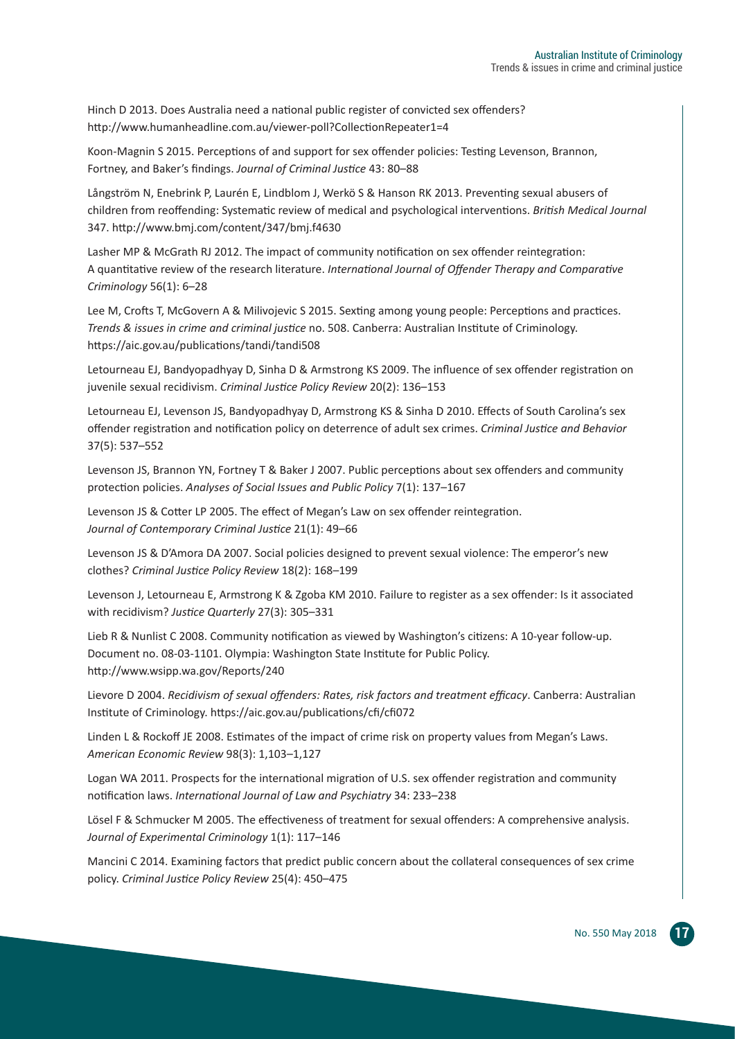Hinch D 2013. Does Australia need a national public register of convicted sex offenders? http://www.humanheadline.com.au/viewer-poll?CollectionRepeater1=4

Koon-Magnin S 2015. Perceptions of and support for sex offender policies: Testing Levenson, Brannon, Fortney, and Baker's findings. *Journal of Criminal Justice* 43: 80–88

Långström N, Enebrink P, Laurén E, Lindblom J, Werkö S & Hanson RK 2013. Preventing sexual abusers of children from reoffending: Systematic review of medical and psychological interventions. *British Medical Journal* 347. http://www.bmj.com/content/347/bmj.f4630

Lasher MP & McGrath RJ 2012. The impact of community notification on sex offender reintegration: A quantitative review of the research literature. *International Journal of Offender Therapy and Comparative Criminology* 56(1): 6–28

Lee M, Crofts T, McGovern A & Milivojevic S 2015. Sexting among young people: Perceptions and practices. *Trends & issues in crime and criminal justice* no. 508. Canberra: Australian Institute of Criminology. https://aic.gov.au/publications/tandi/tandi508

Letourneau EJ, Bandyopadhyay D, Sinha D & Armstrong KS 2009. The influence of sex offender registration on juvenile sexual recidivism. *Criminal Justice Policy Review* 20(2): 136–153

Letourneau EJ, Levenson JS, Bandyopadhyay D, Armstrong KS & Sinha D 2010. Effects of South Carolina's sex offender registration and notification policy on deterrence of adult sex crimes. *Criminal Justice and Behavior* 37(5): 537–552

Levenson JS, Brannon YN, Fortney T & Baker J 2007. Public perceptions about sex offenders and community protection policies. *Analyses of Social Issues and Public Policy* 7(1): 137–167

Levenson JS & Cotter LP 2005. The effect of Megan's Law on sex offender reintegration. *Journal of Contemporary Criminal Justice* 21(1): 49–66

Levenson JS & D'Amora DA 2007. Social policies designed to prevent sexual violence: The emperor's new clothes? *Criminal Justice Policy Review* 18(2): 168–199

Levenson J, Letourneau E, Armstrong K & Zgoba KM 2010. Failure to register as a sex offender: Is it associated with recidivism? *Justice Quarterly* 27(3): 305–331

Lieb R & Nunlist C 2008. Community notification as viewed by Washington's citizens: A 10-year follow-up. Document no. 08-03-1101. Olympia: Washington State Institute for Public Policy. http://www.wsipp.wa.gov/Reports/240

Lievore D 2004. *Recidivism of sexual offenders: Rates, risk factors and treatment efficacy*. Canberra: Australian Institute of Criminology. https://aic.gov.au/publications/cfi/cfi072

Linden L & Rockoff JE 2008. Estimates of the impact of crime risk on property values from Megan's Laws. *American Economic Review* 98(3): 1,103–1,127

Logan WA 2011. Prospects for the international migration of U.S. sex offender registration and community notification laws. *International Journal of Law and Psychiatry* 34: 233–238

Lösel F & Schmucker M 2005. The effectiveness of treatment for sexual offenders: A comprehensive analysis. *Journal of Experimental Criminology* 1(1): 117–146

Mancini C 2014. Examining factors that predict public concern about the collateral consequences of sex crime policy. *Criminal Justice Policy Review* 25(4): 450–475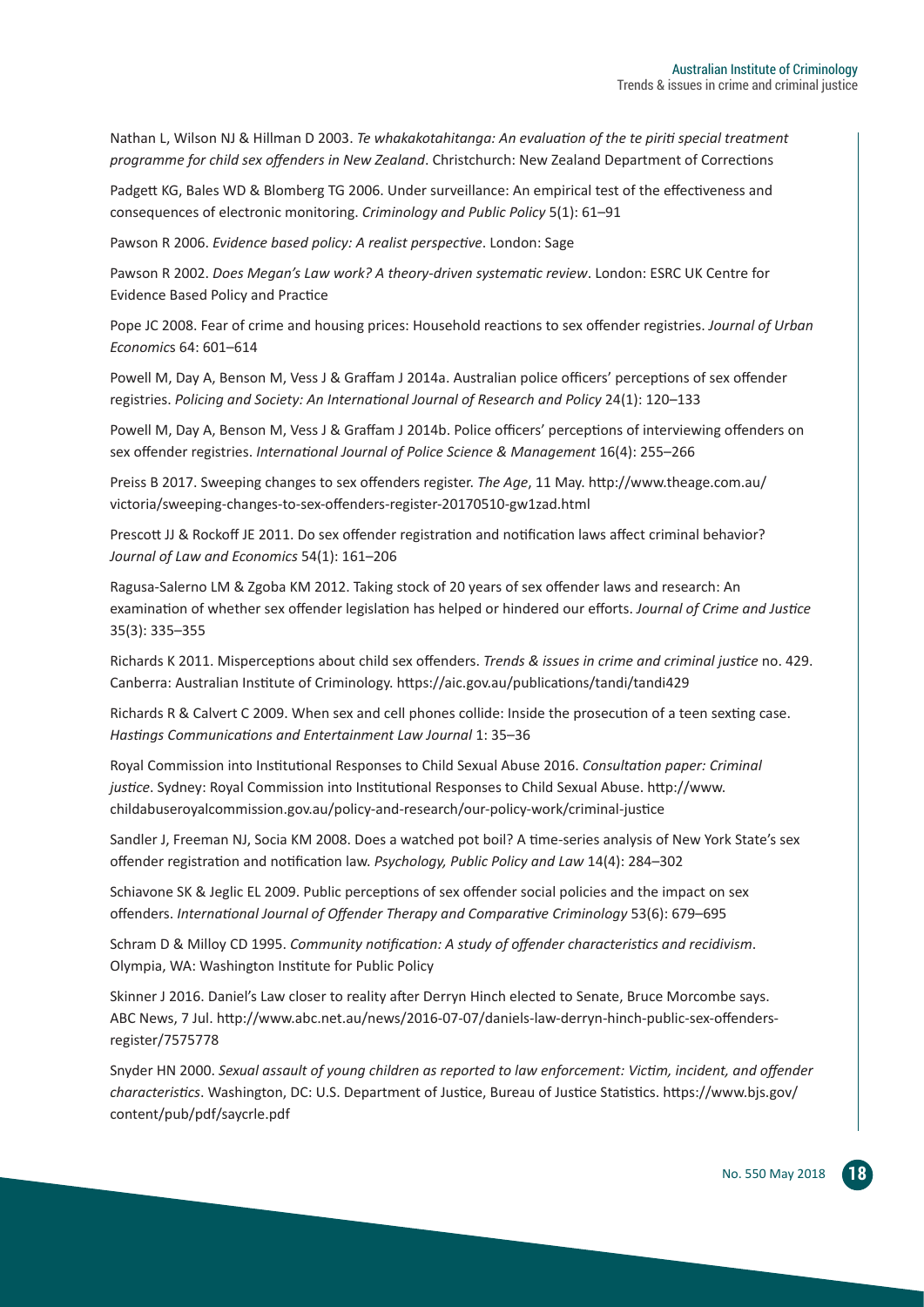Nathan L, Wilson NJ & Hillman D 2003. *Te whakakotahitanga: An evaluation of the te piriti special treatment programme for child sex offenders in New Zealand*. Christchurch: New Zealand Department of Corrections

Padgett KG, Bales WD & Blomberg TG 2006. Under surveillance: An empirical test of the effectiveness and consequences of electronic monitoring. *Criminology and Public Policy* 5(1): 61–91

Pawson R 2006. *Evidence based policy: A realist perspective*. London: Sage

Pawson R 2002. *Does Megan's Law work? A theory-driven systematic review*. London: ESRC UK Centre for Evidence Based Policy and Practice

Pope JC 2008. Fear of crime and housing prices: Household reactions to sex offender registries. *Journal of Urban Economics* 64: 601–614

Powell M, Day A, Benson M, Vess J & Graffam J 2014a. Australian police officers' perceptions of sex offender registries. *Policing and Society: An International Journal of Research and Policy* 24(1): 120–133

Powell M, Day A, Benson M, Vess J & Graffam J 2014b. Police officers' perceptions of interviewing offenders on sex offender registries. *International Journal of Police Science & Management* 16(4): 255–266

Preiss B 2017. Sweeping changes to sex offenders register. *The Age*, 11 May. http://www.theage.com.au/victoria/sweeping-changes-to-sex-offenders-register-20170510-gw1zad.html

Prescott JJ & Rockoff JE 2011. Do sex offender registration and notification laws affect criminal behavior? *Journal of Law and Economics* 54(1): 161–206

Ragusa-Salerno LM & Zgoba KM 2012. Taking stock of 20 years of sex offender laws and research: An examination of whether sex offender legislation has helped or hindered our efforts. *Journal of Crime and Justice* 35(3): 335–355

Richards K 2011. Misperceptions about child sex offenders. *Trends & issues in crime and criminal justice* no. 429. Canberra: Australian Institute of Criminology. https://aic.gov.au/publications/tandi/tandi429

Richards R & Calvert C 2009. When sex and cell phones collide: Inside the prosecution of a teen sexting case. *Hastings Communications and Entertainment Law Journal* 1: 35–36

Royal Commission into Institutional Responses to Child Sexual Abuse 2016. *Consultation paper: Criminal justice*. Sydney: Royal Commission into Institutional Responses to Child Sexual Abuse. http://www.childabuseroyalcommission.gov.au/policy-and-research/our-policy-work/criminal-justice

Sandler J, Freeman NJ, Socia KM 2008. Does a watched pot boil? A time-series analysis of New York State's sex offender registration and notification law. *Psychology, Public Policy and Law* 14(4): 284–302

Schiavone SK & Jeglic EL 2009. Public perceptions of sex offender social policies and the impact on sex offenders. *International Journal of Offender Therapy and Comparative Criminology* 53(6): 679–695

Schram D & Milloy CD 1995. *Community notification: A study of offender characteristics and recidivism*. Olympia, WA: Washington Institute for Public Policy

Skinner J 2016. Daniel's Law closer to reality after Derryn Hinch elected to Senate, Bruce Morcombe says. ABC News, 7 Jul. http://www.abc.net.au/news/2016-07-07/daniels-law-derryn-hinch-public-sex-offenders-register/7575778

Snyder HN 2000. *Sexual assault of young children as reported to law enforcement: Victim, incident, and offender characteristics*. Washington, DC: U.S. Department of Justice, Bureau of Justice Statistics. https://www.bjs.gov/content/pub/pdf/saycrle.pdf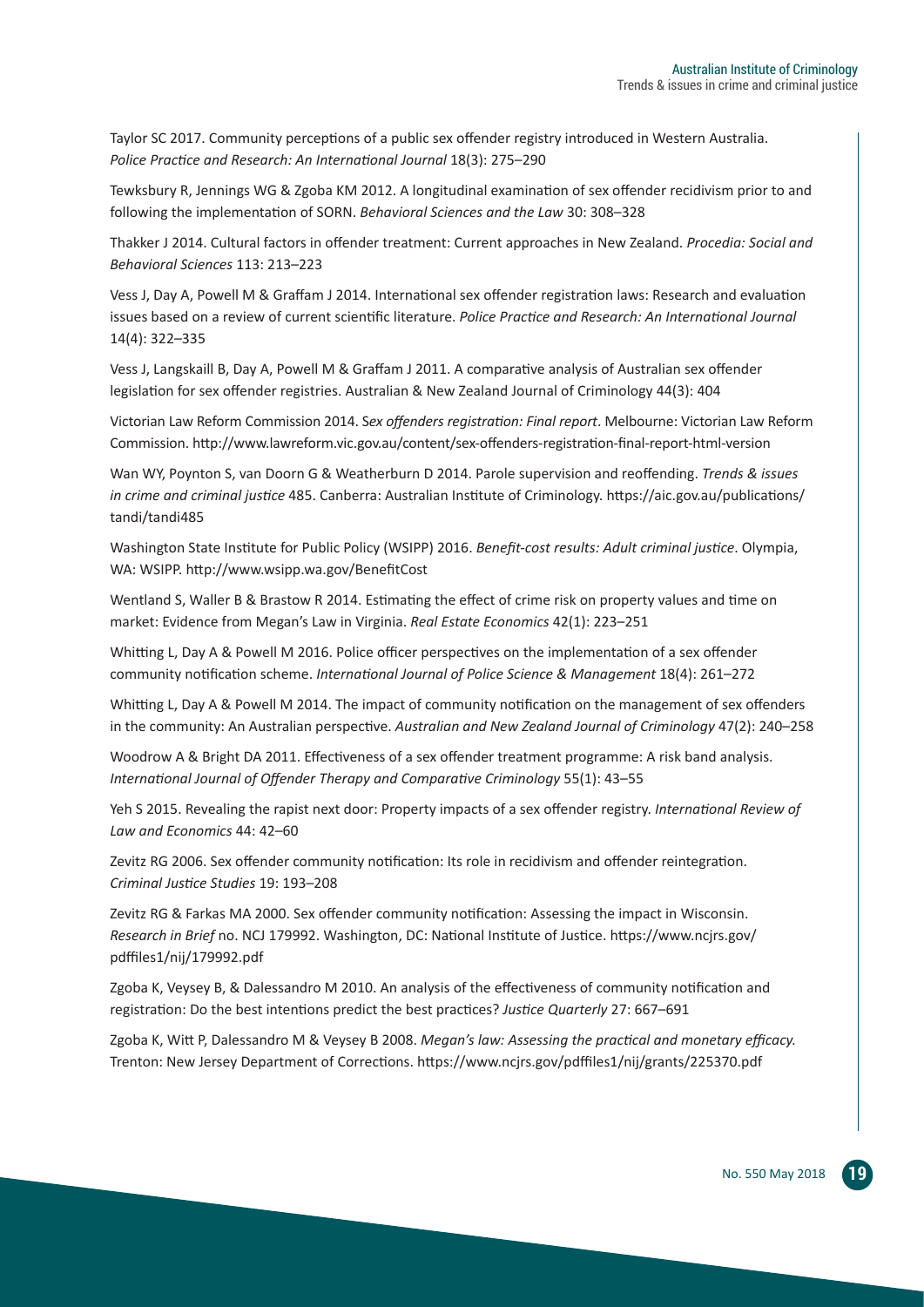Taylor SC 2017. Community perceptions of a public sex offender registry introduced in Western Australia. *Police Practice and Research: An International Journal* 18(3): 275–290

Tewksbury R, Jennings WG & Zgoba KM 2012. A longitudinal examination of sex offender recidivism prior to and following the implementation of SORN. *Behavioral Sciences and the Law* 30: 308–328

Thakker J 2014. Cultural factors in offender treatment: Current approaches in New Zealand. *Procedia: Social and Behavioral Sciences* 113: 213–223

Vess J, Day A, Powell M & Graffam J 2014. International sex offender registration laws: Research and evaluation issues based on a review of current scientific literature. *Police Practice and Research: An International Journal* 14(4): 322–335

Vess J, Langskaill B, Day A, Powell M & Graffam J 2011. A comparative analysis of Australian sex offender legislation for sex offender registries. Australian & New Zealand Journal of Criminology 44(3): 404

Victorian Law Reform Commission 2014. S*ex offenders registration: Final report*. Melbourne: Victorian Law Reform Commission. http://www.lawreform.vic.gov.au/content/sex-offenders-registration-final-report-html-version

Wan WY, Poynton S, van Doorn G & Weatherburn D 2014. Parole supervision and reoffending. *Trends & issues in crime and criminal justice* 485. Canberra: Australian Institute of Criminology. https://aic.gov.au/publications/tandi/tandi485

Washington State Institute for Public Policy (WSIPP) 2016. *Benefit-cost results: Adult criminal justice*. Olympia, WA: WSIPP. http://www.wsipp.wa.gov/BenefitCost

Wentland S, Waller B & Brastow R 2014. Estimating the effect of crime risk on property values and time on market: Evidence from Megan's Law in Virginia. *Real Estate Economics* 42(1): 223–251

Whitting L, Day A & Powell M 2016. Police officer perspectives on the implementation of a sex offender community notification scheme. *International Journal of Police Science & Management* 18(4): 261–272

Whitting L, Day A & Powell M 2014. The impact of community notification on the management of sex offenders in the community: An Australian perspective. *Australian and New Zealand Journal of Criminology* 47(2): 240–258

Woodrow A & Bright DA 2011. Effectiveness of a sex offender treatment programme: A risk band analysis. *International Journal of Offender Therapy and Comparative Criminology* 55(1): 43–55

Yeh S 2015. Revealing the rapist next door: Property impacts of a sex offender registry. *International Review of Law and Economics* 44: 42–60

Zevitz RG 2006. Sex offender community notification: Its role in recidivism and offender reintegration. *Criminal Justice Studies* 19: 193–208

Zevitz RG & Farkas MA 2000. Sex offender community notification: Assessing the impact in Wisconsin. *Research in Brief* no. NCJ 179992. Washington, DC: National Institute of Justice. https://www.ncjrs.gov/pdffiles1/nij/179992.pdf

Zgoba K, Veysey B, & Dalessandro M 2010. An analysis of the effectiveness of community notification and registration: Do the best intentions predict the best practices? *Justice Quarterly* 27: 667–691

Zgoba K, Witt P, Dalessandro M & Veysey B 2008. *Megan's law: Assessing the practical and monetary efficacy.* Trenton: New Jersey Department of Corrections. https://www.ncjrs.gov/pdffiles1/nij/grants/225370.pdf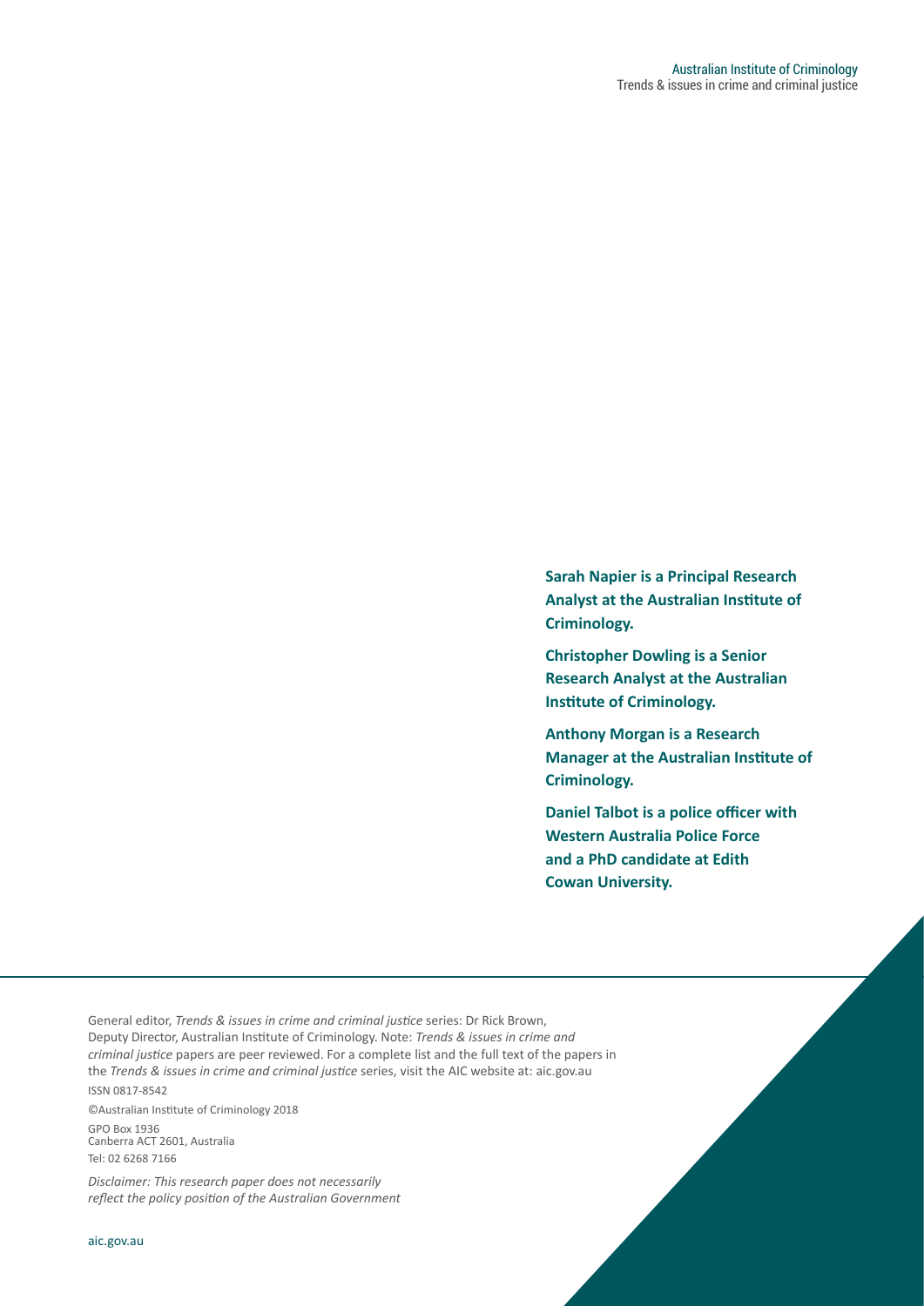**Sarah Napier is a Principal Research Analyst at the Australian Institute of Criminology.**

**Christopher Dowling is a Senior Research Analyst at the Australian Institute of Criminology.**

**Anthony Morgan is a Research Manager at the Australian Institute of Criminology.**

**Daniel Talbot is a police officer with Western Australia Police Force and a PhD candidate at Edith Cowan University.**

General editor, *Trends & issues in crime and criminal justice* series: Dr Rick Brown, Deputy Director, Australian Institute of Criminology. Note: *Trends & issues in crime and criminal justice* papers are peer reviewed. For a complete list and the full text of the papers in the *Trends & issues in crime and criminal justice* series, visit the AIC website at: aic.gov.au

ISSN 0817-8542

©Australian Institute of Criminology 2018

GPO Box 1936
Canberra ACT 2601, Australia
Tel: 02 6268 7166

*Disclaimer: This research paper does not necessarily reflect the policy position of the Australian Government*

aic.gov.au